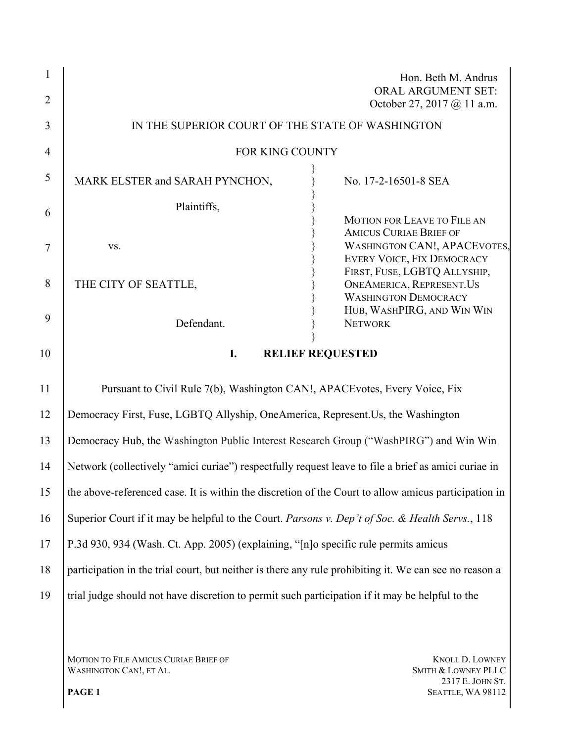Hon. Beth M. Andrus
ORAL ARGUMENT SET:
October 27, 2017 @ 11 a.m.

IN THE SUPERIOR COURT OF THE STATE OF WASHINGTON

FOR KING COUNTY

MARK ELSTER and SARAH PYNCHON,

Plaintiffs,

vs.

THE CITY OF SEATTLE,

Defendant.

No. 17-2-16501-8 SEA

MOTION FOR LEAVE TO FILE AN AMICUS CURIAE BRIEF OF WASHINGTON CAN!, APACEVOTES, EVERY VOICE, FIX DEMOCRACY FIRST, FUSE, LGBTQ ALLYSHIP, ONEAMERICA, REPRESENT.US WASHINGTON DEMOCRACY HUB, WASHPIRG, AND WIN WIN NETWORK

## I. RELIEF REQUESTED

Pursuant to Civil Rule 7(b), Washington CAN!, APACEvotes, Every Voice, Fix Democracy First, Fuse, LGBTQ Allyship, OneAmerica, Represent.Us, the Washington Democracy Hub, the Washington Public Interest Research Group ("WashPIRG") and Win Win Network (collectively "amici curiae") respectfully request leave to file a brief as amici curiae in the above-referenced case. It is within the discretion of the Court to allow amicus participation in Superior Court if it may be helpful to the Court. *Parsons v. Dep't of Soc. & Health Servs.*, 118 P.3d 930, 934 (Wash. Ct. App. 2005) (explaining, "[n]o specific rule permits amicus participation in the trial court, but neither is there any rule prohibiting it. We can see no reason a trial judge should not have discretion to permit such participation if it may be helpful to the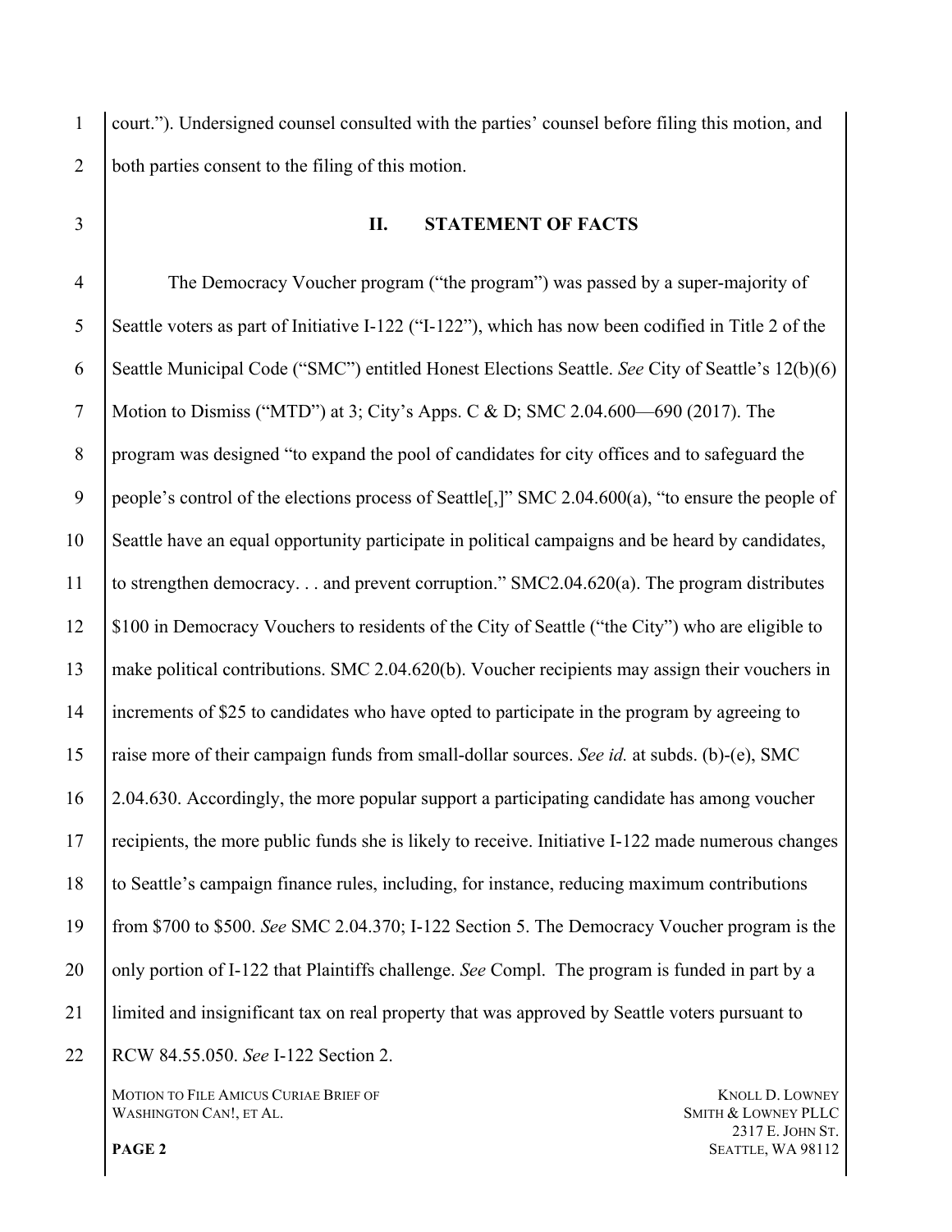court."). Undersigned counsel consulted with the parties' counsel before filing this motion, and both parties consent to the filing of this motion.

## II. STATEMENT OF FACTS

The Democracy Voucher program ("the program") was passed by a super-majority of Seattle voters as part of Initiative I-122 ("I-122"), which has now been codified in Title 2 of the Seattle Municipal Code ("SMC") entitled Honest Elections Seattle. *See* City of Seattle's 12(b)(6) Motion to Dismiss ("MTD") at 3; City's Apps. C & D; SMC 2.04.600—690 (2017). The program was designed "to expand the pool of candidates for city offices and to safeguard the people's control of the elections process of Seattle[,]" SMC 2.04.600(a), "to ensure the people of Seattle have an equal opportunity participate in political campaigns and be heard by candidates, to strengthen democracy. . . and prevent corruption." SMC2.04.620(a). The program distributes $100 in Democracy Vouchers to residents of the City of Seattle ("the City") who are eligible to make political contributions. SMC 2.04.620(b). Voucher recipients may assign their vouchers in increments of $25 to candidates who have opted to participate in the program by agreeing to raise more of their campaign funds from small-dollar sources. *See id.* at subds. (b)-(e), SMC 2.04.630. Accordingly, the more popular support a participating candidate has among voucher recipients, the more public funds she is likely to receive. Initiative I-122 made numerous changes to Seattle's campaign finance rules, including, for instance, reducing maximum contributions from $700 to $500. *See* SMC 2.04.370; I-122 Section 5. The Democracy Voucher program is the only portion of I-122 that Plaintiffs challenge. *See* Compl. The program is funded in part by a limited and insignificant tax on real property that was approved by Seattle voters pursuant to RCW 84.55.050. *See* I-122 Section 2.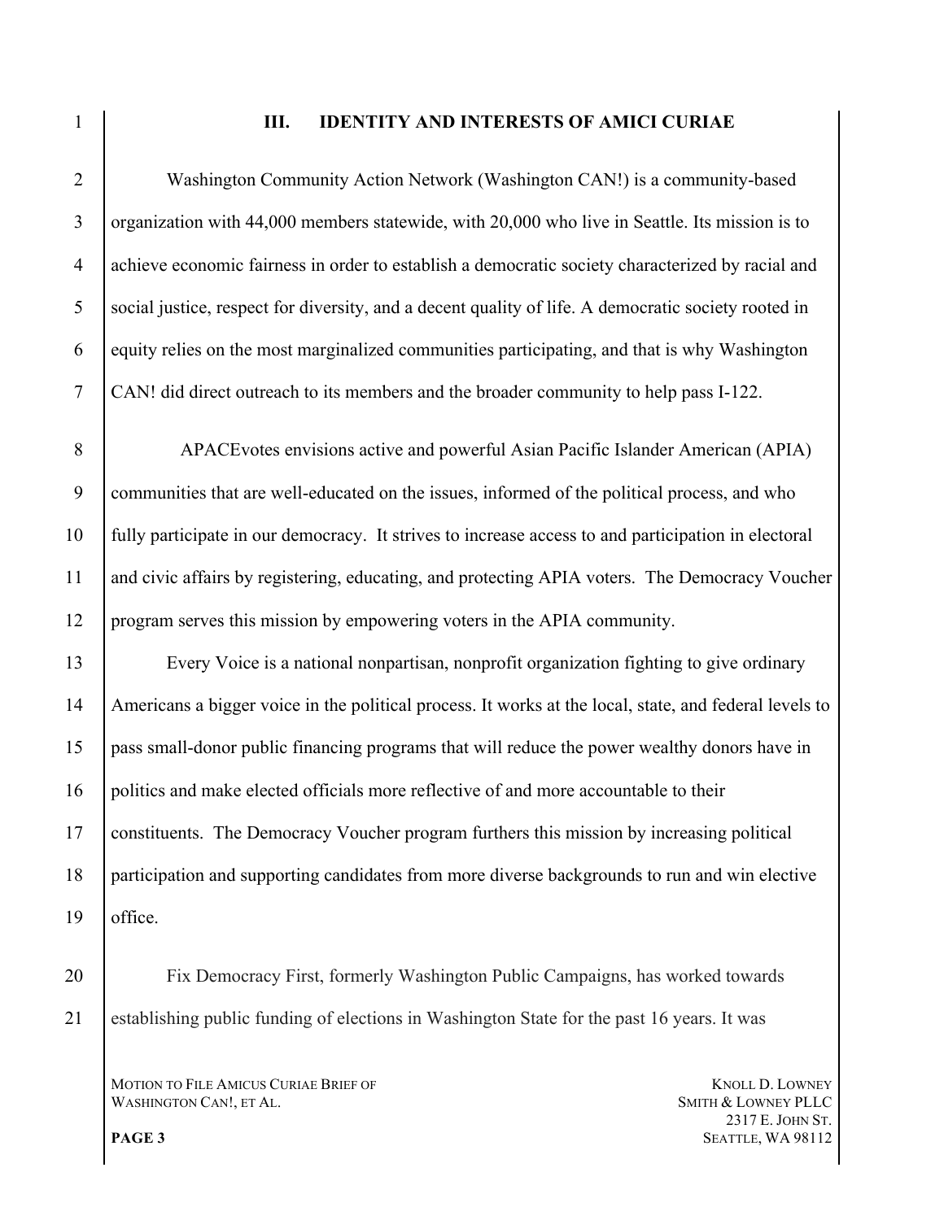## III. IDENTITY AND INTERESTS OF AMICI CURIAE

Washington Community Action Network (Washington CAN!) is a community-based organization with 44,000 members statewide, with 20,000 who live in Seattle. Its mission is to achieve economic fairness in order to establish a democratic society characterized by racial and social justice, respect for diversity, and a decent quality of life. A democratic society rooted in equity relies on the most marginalized communities participating, and that is why Washington CAN! did direct outreach to its members and the broader community to help pass I-122.

APACEvotes envisions active and powerful Asian Pacific Islander American (APIA) communities that are well-educated on the issues, informed of the political process, and who fully participate in our democracy. It strives to increase access to and participation in electoral and civic affairs by registering, educating, and protecting APIA voters. The Democracy Voucher program serves this mission by empowering voters in the APIA community.

Every Voice is a national nonpartisan, nonprofit organization fighting to give ordinary Americans a bigger voice in the political process. It works at the local, state, and federal levels to pass small-donor public financing programs that will reduce the power wealthy donors have in politics and make elected officials more reflective of and more accountable to their constituents. The Democracy Voucher program furthers this mission by increasing political participation and supporting candidates from more diverse backgrounds to run and win elective office.

Fix Democracy First, formerly Washington Public Campaigns, has worked towards establishing public funding of elections in Washington State for the past 16 years. It was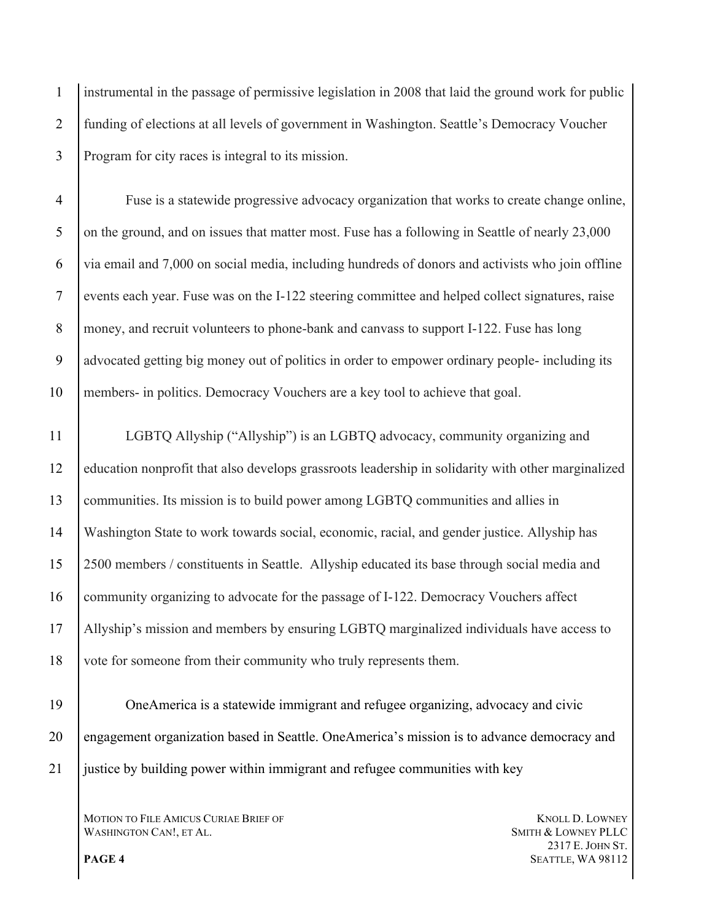instrumental in the passage of permissive legislation in 2008 that laid the ground work for public funding of elections at all levels of government in Washington. Seattle's Democracy Voucher Program for city races is integral to its mission.

Fuse is a statewide progressive advocacy organization that works to create change online, on the ground, and on issues that matter most. Fuse has a following in Seattle of nearly 23,000 via email and 7,000 on social media, including hundreds of donors and activists who join offline events each year. Fuse was on the I-122 steering committee and helped collect signatures, raise money, and recruit volunteers to phone-bank and canvass to support I-122. Fuse has long advocated getting big money out of politics in order to empower ordinary people- including its members- in politics. Democracy Vouchers are a key tool to achieve that goal.

LGBTQ Allyship ("Allyship") is an LGBTQ advocacy, community organizing and education nonprofit that also develops grassroots leadership in solidarity with other marginalized communities. Its mission is to build power among LGBTQ communities and allies in Washington State to work towards social, economic, racial, and gender justice. Allyship has 2500 members / constituents in Seattle. Allyship educated its base through social media and community organizing to advocate for the passage of I-122. Democracy Vouchers affect Allyship's mission and members by ensuring LGBTQ marginalized individuals have access to vote for someone from their community who truly represents them.

OneAmerica is a statewide immigrant and refugee organizing, advocacy and civic engagement organization based in Seattle. OneAmerica's mission is to advance democracy and justice by building power within immigrant and refugee communities with key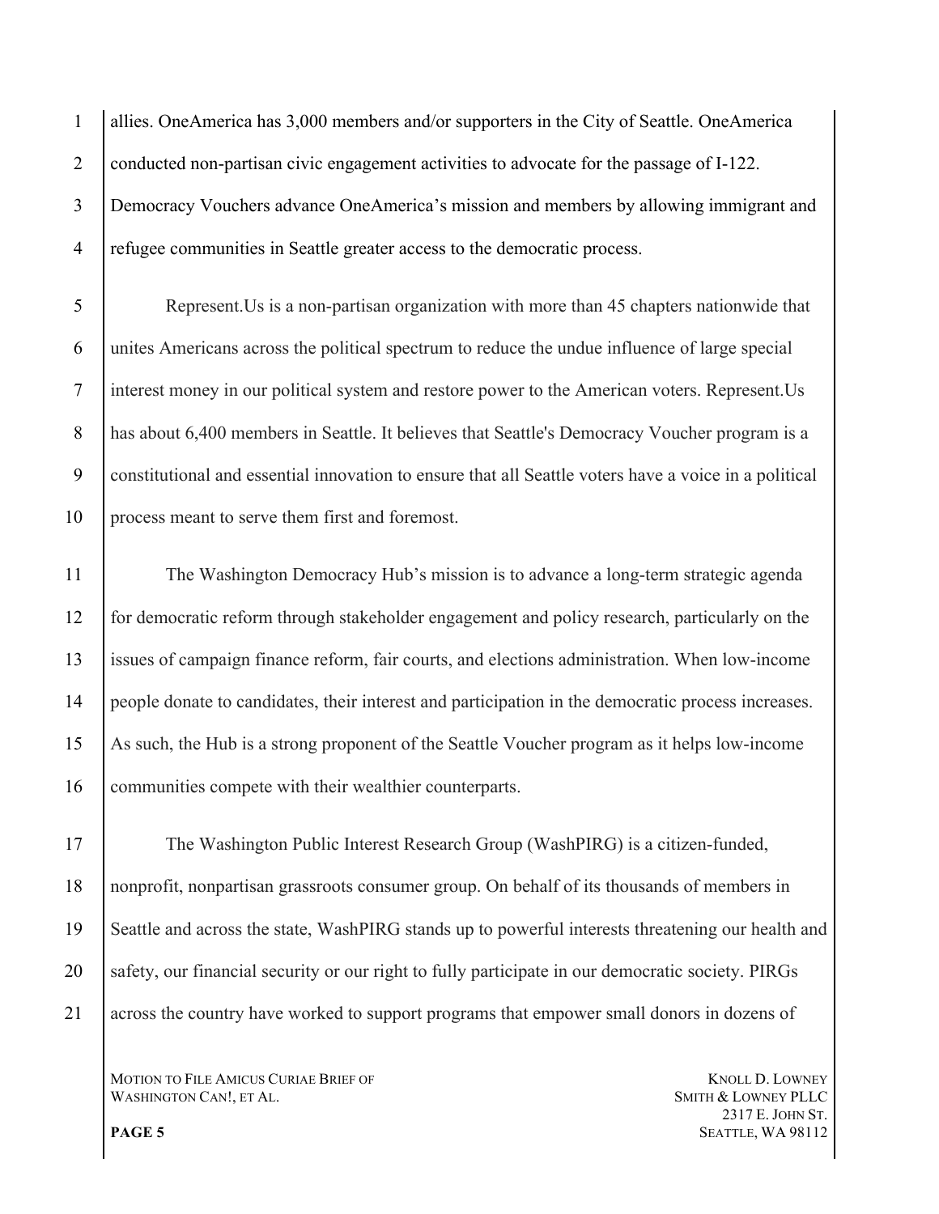allies. OneAmerica has 3,000 members and/or supporters in the City of Seattle. OneAmerica conducted non-partisan civic engagement activities to advocate for the passage of I-122. Democracy Vouchers advance OneAmerica's mission and members by allowing immigrant and refugee communities in Seattle greater access to the democratic process.

Represent.Us is a non-partisan organization with more than 45 chapters nationwide that unites Americans across the political spectrum to reduce the undue influence of large special interest money in our political system and restore power to the American voters. Represent.Us has about 6,400 members in Seattle. It believes that Seattle's Democracy Voucher program is a constitutional and essential innovation to ensure that all Seattle voters have a voice in a political process meant to serve them first and foremost.

The Washington Democracy Hub's mission is to advance a long-term strategic agenda for democratic reform through stakeholder engagement and policy research, particularly on the issues of campaign finance reform, fair courts, and elections administration. When low-income people donate to candidates, their interest and participation in the democratic process increases. As such, the Hub is a strong proponent of the Seattle Voucher program as it helps low-income communities compete with their wealthier counterparts.

The Washington Public Interest Research Group (WashPIRG) is a citizen-funded, nonprofit, nonpartisan grassroots consumer group. On behalf of its thousands of members in Seattle and across the state, WashPIRG stands up to powerful interests threatening our health and safety, our financial security or our right to fully participate in our democratic society. PIRGs across the country have worked to support programs that empower small donors in dozens of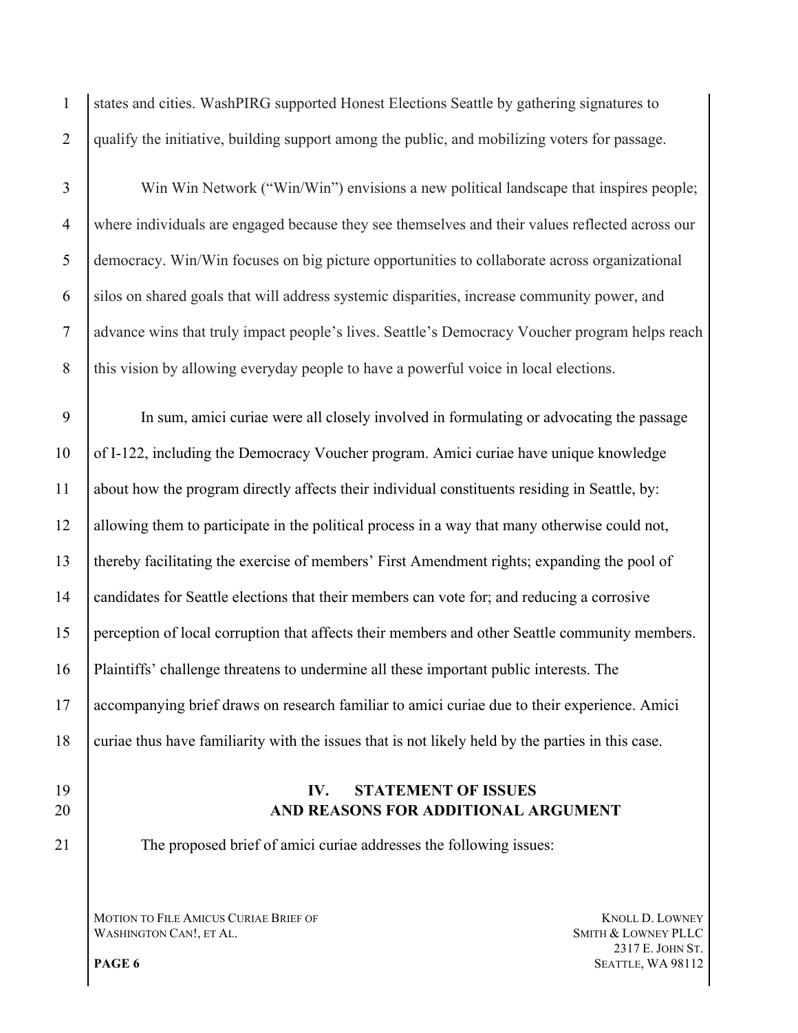states and cities. WashPIRG supported Honest Elections Seattle by gathering signatures to qualify the initiative, building support among the public, and mobilizing voters for passage.

Win Win Network ("Win/Win") envisions a new political landscape that inspires people; where individuals are engaged because they see themselves and their values reflected across our democracy. Win/Win focuses on big picture opportunities to collaborate across organizational silos on shared goals that will address systemic disparities, increase community power, and advance wins that truly impact people's lives. Seattle's Democracy Voucher program helps reach this vision by allowing everyday people to have a powerful voice in local elections.

In sum, amici curiae were all closely involved in formulating or advocating the passage of I-122, including the Democracy Voucher program. Amici curiae have unique knowledge about how the program directly affects their individual constituents residing in Seattle, by: allowing them to participate in the political process in a way that many otherwise could not, thereby facilitating the exercise of members' First Amendment rights; expanding the pool of candidates for Seattle elections that their members can vote for; and reducing a corrosive perception of local corruption that affects their members and other Seattle community members. Plaintiffs' challenge threatens to undermine all these important public interests. The accompanying brief draws on research familiar to amici curiae due to their experience. Amici curiae thus have familiarity with the issues that is not likely held by the parties in this case.

## IV. STATEMENT OF ISSUES AND REASONS FOR ADDITIONAL ARGUMENT

The proposed brief of amici curiae addresses the following issues: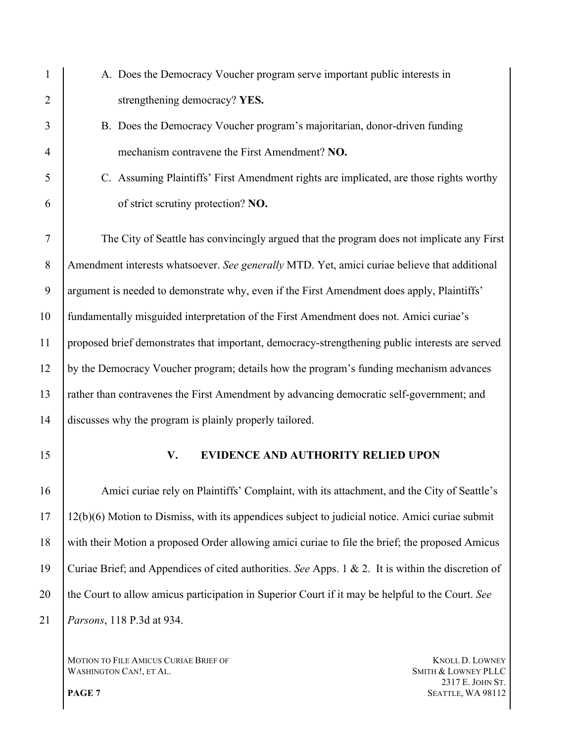A. Does the Democracy Voucher program serve important public interests in strengthening democracy? **YES.**

B. Does the Democracy Voucher program's majoritarian, donor-driven funding mechanism contravene the First Amendment? **NO.**

C. Assuming Plaintiffs' First Amendment rights are implicated, are those rights worthy of strict scrutiny protection? **NO.**

The City of Seattle has convincingly argued that the program does not implicate any First Amendment interests whatsoever. *See generally* MTD. Yet, amici curiae believe that additional argument is needed to demonstrate why, even if the First Amendment does apply, Plaintiffs' fundamentally misguided interpretation of the First Amendment does not. Amici curiae's proposed brief demonstrates that important, democracy-strengthening public interests are served by the Democracy Voucher program; details how the program's funding mechanism advances rather than contravenes the First Amendment by advancing democratic self-government; and discusses why the program is plainly properly tailored.

## V. EVIDENCE AND AUTHORITY RELIED UPON

Amici curiae rely on Plaintiffs' Complaint, with its attachment, and the City of Seattle's 12(b)(6) Motion to Dismiss, with its appendices subject to judicial notice. Amici curiae submit with their Motion a proposed Order allowing amici curiae to file the brief; the proposed Amicus Curiae Brief; and Appendices of cited authorities. *See* Apps. 1 & 2. It is within the discretion of the Court to allow amicus participation in Superior Court if it may be helpful to the Court. *See Parsons*, 118 P.3d at 934.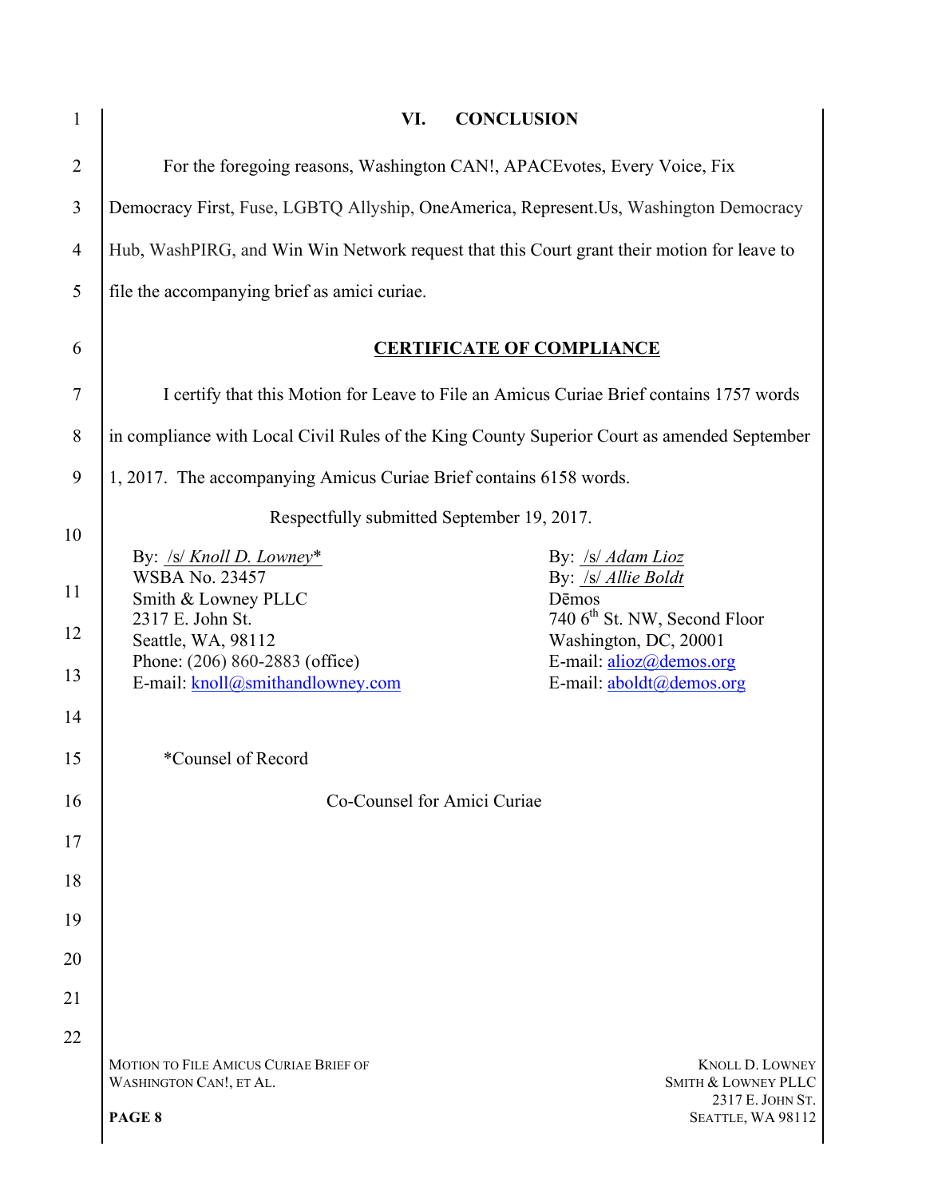## VI. CONCLUSION

For the foregoing reasons, Washington CAN!, APACEvotes, Every Voice, Fix Democracy First, Fuse, LGBTQ Allyship, OneAmerica, Represent.Us, Washington Democracy Hub, WashPIRG, and Win Win Network request that this Court grant their motion for leave to file the accompanying brief as amici curiae.

## CERTIFICATE OF COMPLIANCE

I certify that this Motion for Leave to File an Amicus Curiae Brief contains 1757 words in compliance with Local Civil Rules of the King County Superior Court as amended September 1, 2017. The accompanying Amicus Curiae Brief contains 6158 words.

Respectfully submitted September 19, 2017.

By: /s/ *Knoll D. Lowney**
WSBA No. 23457
Smith & Lowney PLLC
2317 E. John St.
Seattle, WA, 98112
Phone: (206) 860-2883 (office)
E-mail: knoll@smithandlowney.com

By: /s/ *Adam Lioz*
By: /s/ *Allie Boldt*
Dēmos
740 6th St. NW, Second Floor
Washington, DC, 20001
E-mail: alioz@demos.org
E-mail: aboldt@demos.org

*Counsel of Record

Co-Counsel for Amici Curiae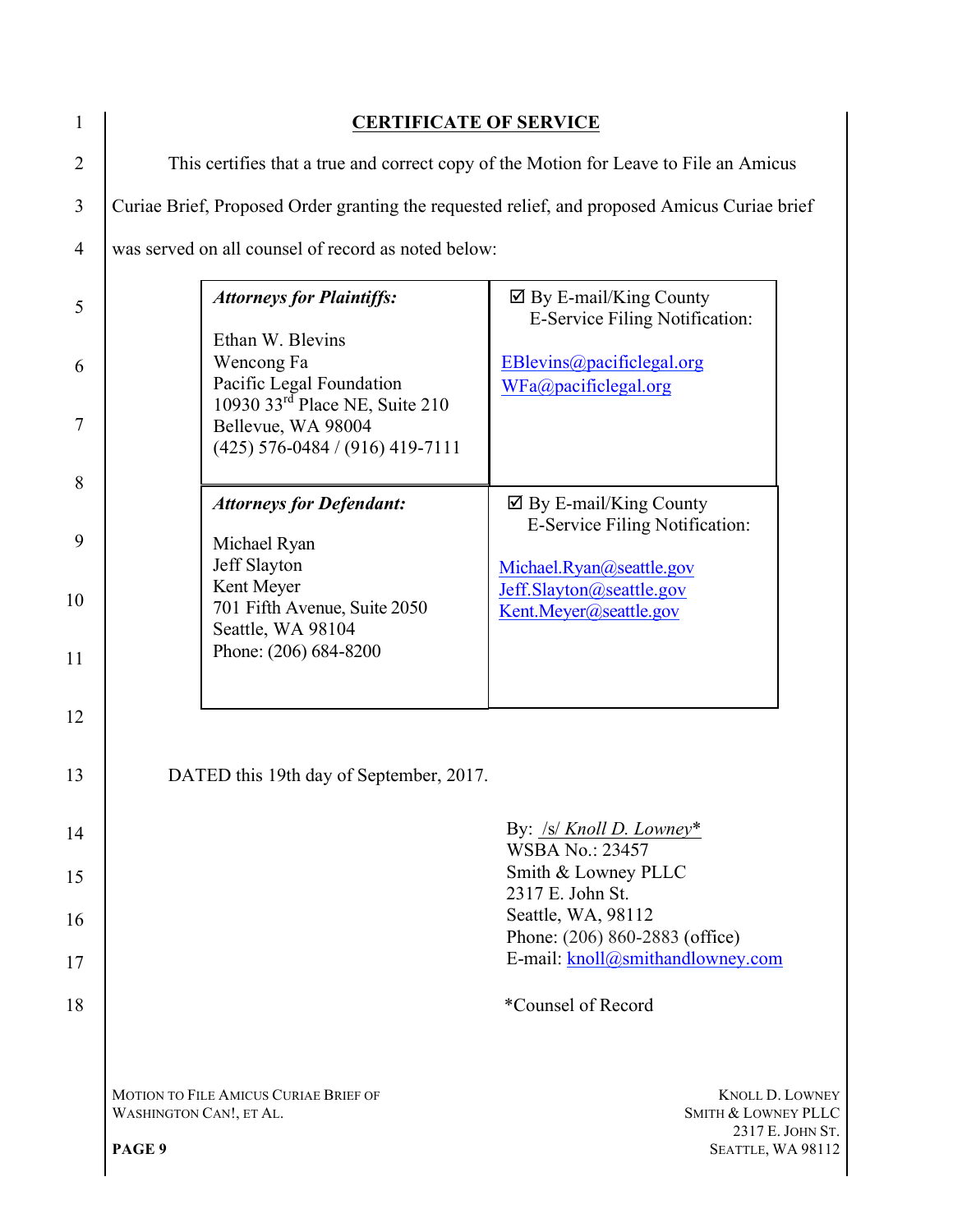# CERTIFICATE OF SERVICE

This certifies that a true and correct copy of the Motion for Leave to File an Amicus Curiae Brief, Proposed Order granting the requested relief, and proposed Amicus Curiae brief was served on all counsel of record as noted below:

| *Attorneys for Plaintiffs:*<br><br>Ethan W. Blevins<br>Wencong Fa<br>Pacific Legal Foundation<br>10930 33rd Place NE, Suite 210<br>Bellevue, WA 98004<br>(425) 576-0484 / (916) 419-7111 | ☑ By E-mail/King County E-Service Filing Notification:<br><br>EBlevins@pacificlegal.org<br>WFa@pacificlegal.org |
|---|---|
| ***Attorneys for Defendant:***<br><br>Michael Ryan<br>Jeff Slayton<br>Kent Meyer<br>701 Fifth Avenue, Suite 2050<br>Seattle, WA 98104<br>Phone: (206) 684-8200 | ☑ By E-mail/King County E-Service Filing Notification:<br><br>Michael.Ryan@seattle.gov<br>Jeff.Slayton@seattle.gov<br>Kent.Meyer@seattle.gov |

DATED this 19th day of September, 2017.

By: /s/ *Knoll D. Lowney**
WSBA No.: 23457
Smith & Lowney PLLC
2317 E. John St.
Seattle, WA, 98112
Phone: (206) 860-2883 (office)
E-mail: knoll@smithandlowney.com

*Counsel of Record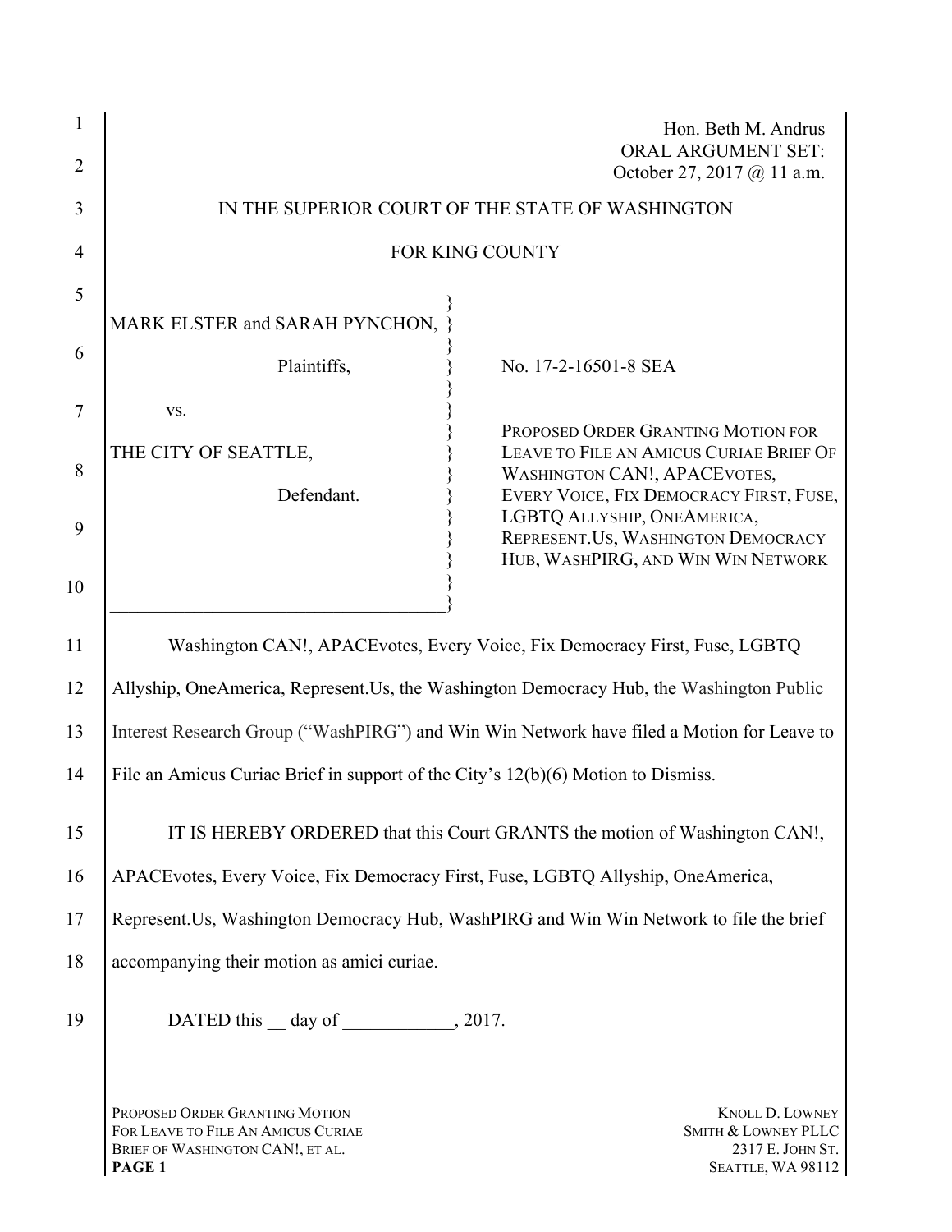Hon. Beth M. Andrus
ORAL ARGUMENT SET:
October 27, 2017 @ 11 a.m.

IN THE SUPERIOR COURT OF THE STATE OF WASHINGTON

FOR KING COUNTY

| | |
|---|---|
| MARK ELSTER and SARAH PYNCHON,<br><br>Plaintiffs,<br><br>vs.<br><br>THE CITY OF SEATTLE,<br><br>Defendant. | No. 17-2-16501-8 SEA<br><br>PROPOSED ORDER GRANTING MOTION FOR LEAVE TO FILE AN AMICUS CURIAE BRIEF OF WASHINGTON CAN!, APACEVOTES, EVERY VOICE, FIX DEMOCRACY FIRST, FUSE, LGBTQ ALLYSHIP, ONEAMERICA, REPRESENT.US, WASHINGTON DEMOCRACY HUB, WASHPIRG, AND WIN WIN NETWORK |

Washington CAN!, APACEvotes, Every Voice, Fix Democracy First, Fuse, LGBTQ Allyship, OneAmerica, Represent.Us, the Washington Democracy Hub, the Washington Public Interest Research Group ("WashPIRG") and Win Win Network have filed a Motion for Leave to File an Amicus Curiae Brief in support of the City's 12(b)(6) Motion to Dismiss.

IT IS HEREBY ORDERED that this Court GRANTS the motion of Washington CAN!, APACEvotes, Every Voice, Fix Democracy First, Fuse, LGBTQ Allyship, OneAmerica, Represent.Us, Washington Democracy Hub, WashPIRG and Win Win Network to file the brief accompanying their motion as amici curiae.

DATED this __ day of ____________, 2017.

PROPOSED ORDER GRANTING MOTION FOR LEAVE TO FILE AN AMICUS CURIAE BRIEF OF WASHINGTON CAN!, ET AL.

KNOLL D. LOWNEY
SMITH & LOWNEY PLLC
2317 E. JOHN ST.
SEATTLE, WA 98112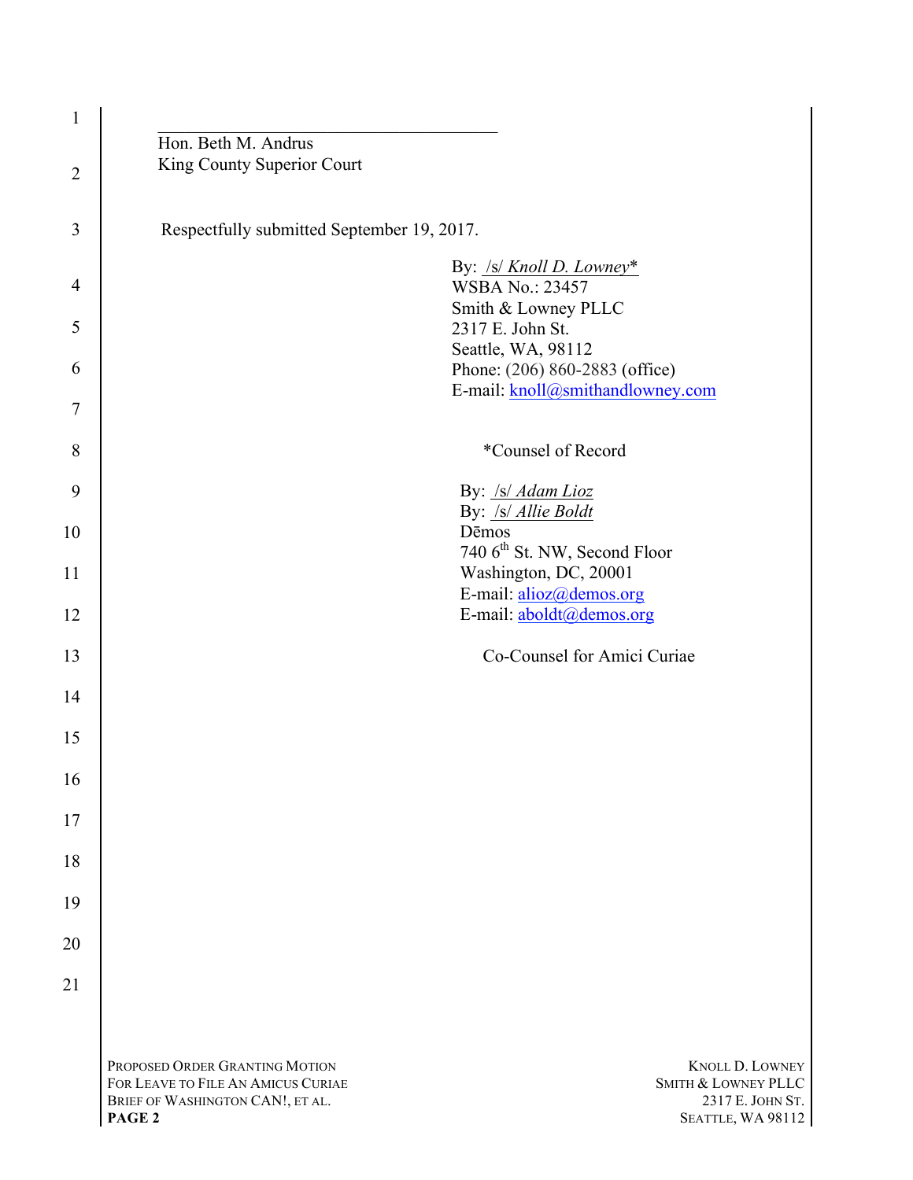\_\_\_\_\_\_\_\_\_\_\_\_\_\_\_\_\_\_\_\_\_\_\_\_\_\_\_\_\_\_\_\_\_\_\_\_\_\_\_\_

Hon. Beth M. Andrus
King County Superior Court

Respectfully submitted September 19, 2017.

By: /s/ *Knoll D. Lowney**
WSBA No.: 23457
Smith & Lowney PLLC
2317 E. John St.
Seattle, WA, 98112
Phone: (206) 860-2883 (office)
E-mail: knoll@smithandlowney.com

*Counsel of Record

By: /s/ *Adam Lioz*
By: /s/ *Allie Boldt*
Dēmos
740 6th St. NW, Second Floor
Washington, DC, 20001
E-mail: alioz@demos.org
E-mail: aboldt@demos.org

Co-Counsel for Amici Curiae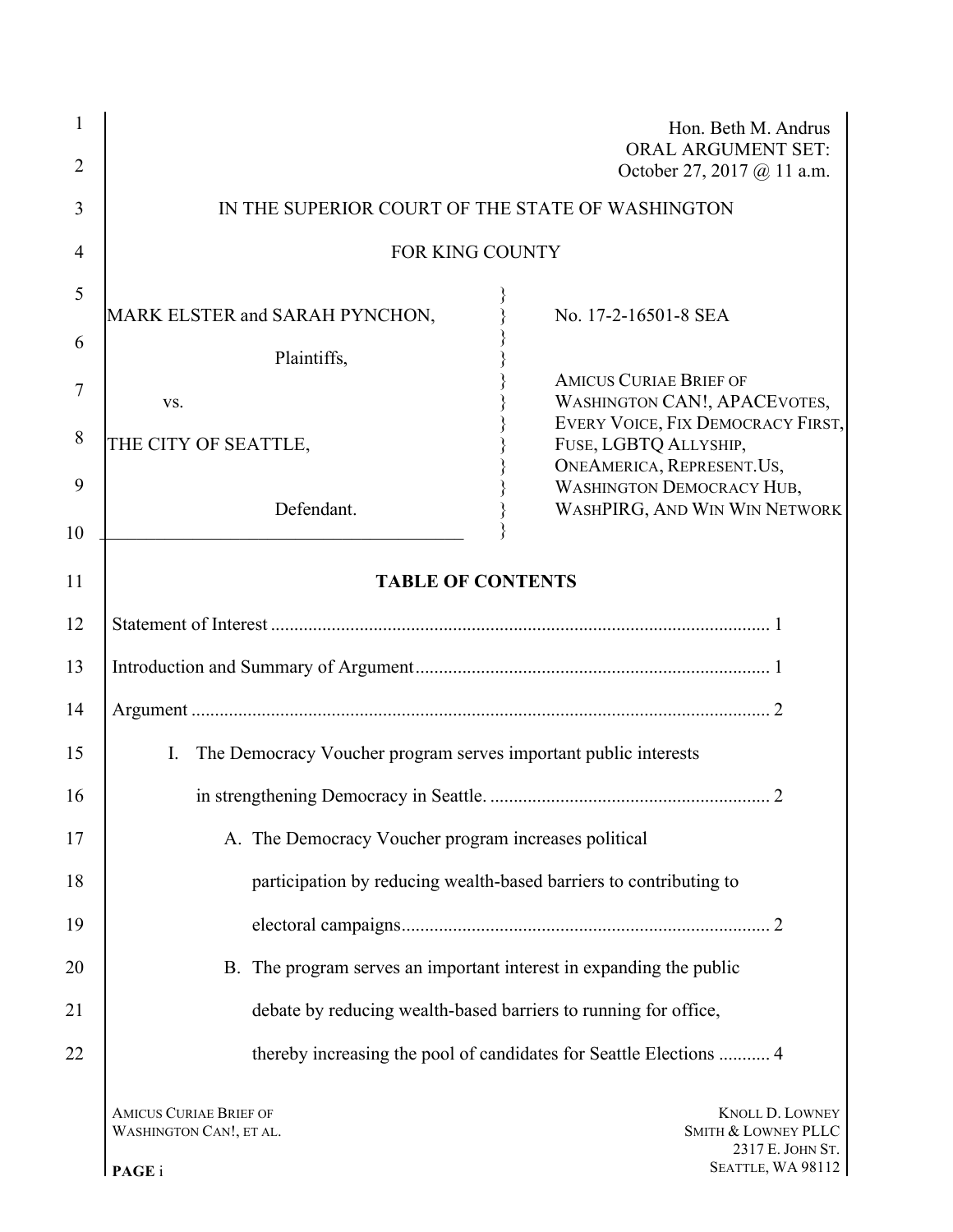Hon. Beth M. Andrus
ORAL ARGUMENT SET:
October 27, 2017 @ 11 a.m.

IN THE SUPERIOR COURT OF THE STATE OF WASHINGTON

FOR KING COUNTY

| | |
|---|---|
| MARK ELSTER and SARAH PYNCHON,<br><br>Plaintiffs,<br><br>vs.<br><br>THE CITY OF SEATTLE,<br><br>Defendant. | No. 17-2-16501-8 SEA<br><br>AMICUS CURIAE BRIEF OF WASHINGTON CAN!, APACEVOTES, EVERY VOICE, FIX DEMOCRACY FIRST, FUSE, LGBTQ ALLYSHIP, ONEAMERICA, REPRESENT.US, WASHINGTON DEMOCRACY HUB, WASHPIRG, AND WIN WIN NETWORK |

**TABLE OF CONTENTS**

Statement of Interest .......... 1

Introduction and Summary of Argument .......... 1

Argument .......... 2

I. The Democracy Voucher program serves important public interests in strengthening Democracy in Seattle. .......... 2

A. The Democracy Voucher program increases political participation by reducing wealth-based barriers to contributing to electoral campaigns .......... 2

B. The program serves an important interest in expanding the public debate by reducing wealth-based barriers to running for office, thereby increasing the pool of candidates for Seattle Elections .......... 4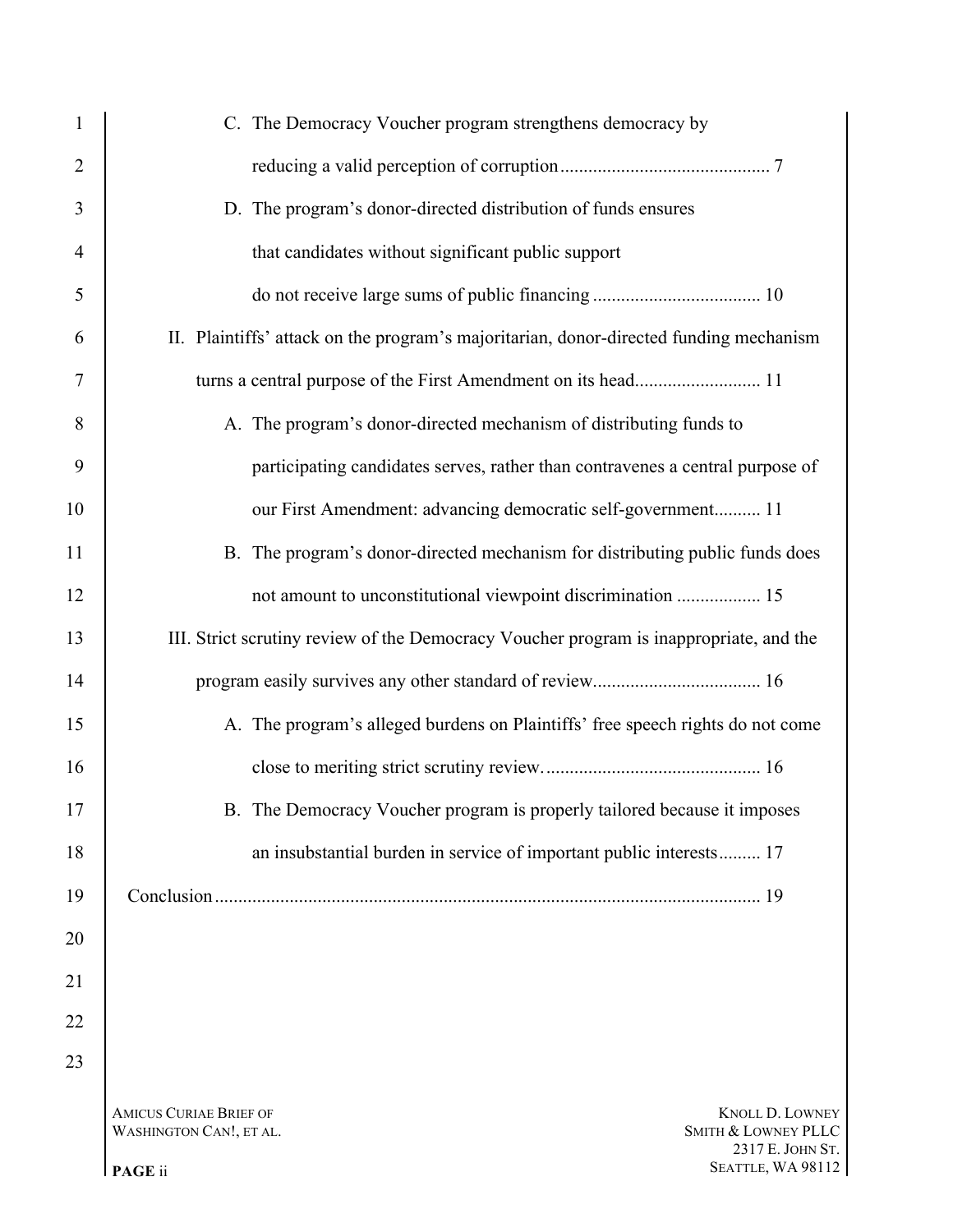C. The Democracy Voucher program strengthens democracy by reducing a valid perception of corruption............................................ 7

D. The program's donor-directed distribution of funds ensures that candidates without significant public support do not receive large sums of public financing ................................... 10

II. Plaintiffs' attack on the program's majoritarian, donor-directed funding mechanism turns a central purpose of the First Amendment on its head.......................... 11

A. The program's donor-directed mechanism of distributing funds to participating candidates serves, rather than contravenes a central purpose of our First Amendment: advancing democratic self-government.......... 11

B. The program's donor-directed mechanism for distributing public funds does not amount to unconstitutional viewpoint discrimination .................. 15

III. Strict scrutiny review of the Democracy Voucher program is inappropriate, and the program easily survives any other standard of review................................... 16

A. The program's alleged burdens on Plaintiffs' free speech rights do not come close to meriting strict scrutiny review............................................. 16

B. The Democracy Voucher program is properly tailored because it imposes an insubstantial burden in service of important public interests......... 17

Conclusion.................................................................................................................. 19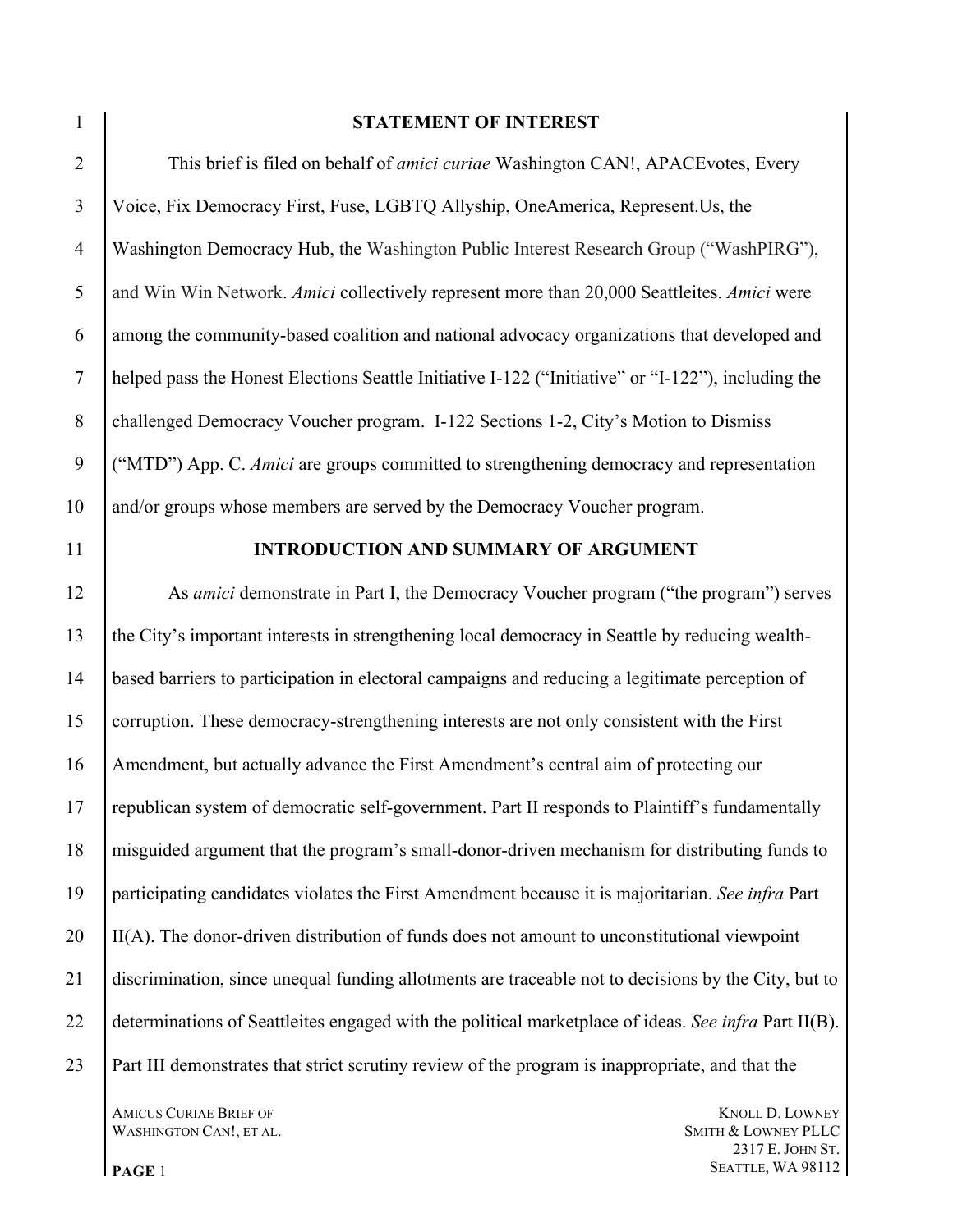## STATEMENT OF INTEREST

This brief is filed on behalf of *amici curiae* Washington CAN!, APACEvotes, Every Voice, Fix Democracy First, Fuse, LGBTQ Allyship, OneAmerica, Represent.Us, the Washington Democracy Hub, the Washington Public Interest Research Group ("WashPIRG"), and Win Win Network. *Amici* collectively represent more than 20,000 Seattleites. *Amici* were among the community-based coalition and national advocacy organizations that developed and helped pass the Honest Elections Seattle Initiative I-122 ("Initiative" or "I-122"), including the challenged Democracy Voucher program. I-122 Sections 1-2, City's Motion to Dismiss ("MTD") App. C. *Amici* are groups committed to strengthening democracy and representation and/or groups whose members are served by the Democracy Voucher program.

## INTRODUCTION AND SUMMARY OF ARGUMENT

As *amici* demonstrate in Part I, the Democracy Voucher program ("the program") serves the City's important interests in strengthening local democracy in Seattle by reducing wealth-based barriers to participation in electoral campaigns and reducing a legitimate perception of corruption. These democracy-strengthening interests are not only consistent with the First Amendment, but actually advance the First Amendment's central aim of protecting our republican system of democratic self-government. Part II responds to Plaintiff's fundamentally misguided argument that the program's small-donor-driven mechanism for distributing funds to participating candidates violates the First Amendment because it is majoritarian. *See infra* Part II(A). The donor-driven distribution of funds does not amount to unconstitutional viewpoint discrimination, since unequal funding allotments are traceable not to decisions by the City, but to determinations of Seattleites engaged with the political marketplace of ideas. *See infra* Part II(B). Part III demonstrates that strict scrutiny review of the program is inappropriate, and that the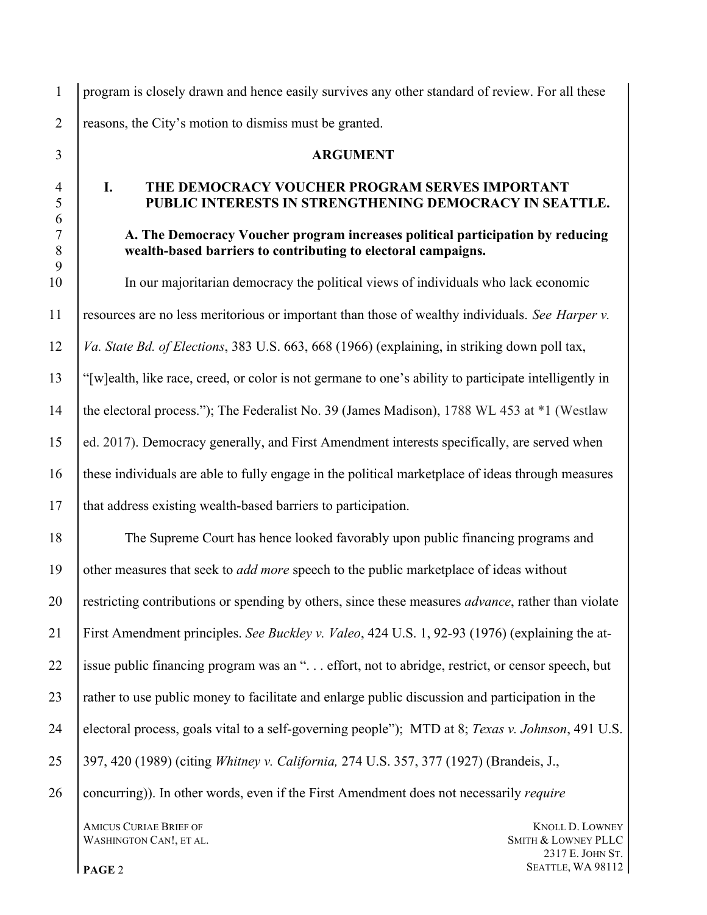program is closely drawn and hence easily survives any other standard of review. For all these reasons, the City's motion to dismiss must be granted.

## ARGUMENT

### I. THE DEMOCRACY VOUCHER PROGRAM SERVES IMPORTANT PUBLIC INTERESTS IN STRENGTHENING DEMOCRACY IN SEATTLE.

#### A. The Democracy Voucher program increases political participation by reducing wealth-based barriers to contributing to electoral campaigns.

In our majoritarian democracy the political views of individuals who lack economic resources are no less meritorious or important than those of wealthy individuals. *See Harper v. Va. State Bd. of Elections*, 383 U.S. 663, 668 (1966) (explaining, in striking down poll tax, "[w]ealth, like race, creed, or color is not germane to one's ability to participate intelligently in the electoral process."); The Federalist No. 39 (James Madison), 1788 WL 453 at *1 (Westlaw ed. 2017). Democracy generally, and First Amendment interests specifically, are served when these individuals are able to fully engage in the political marketplace of ideas through measures that address existing wealth-based barriers to participation.

The Supreme Court has hence looked favorably upon public financing programs and other measures that seek to *add more* speech to the public marketplace of ideas without restricting contributions or spending by others, since these measures *advance*, rather than violate First Amendment principles. *See Buckley v. Valeo*, 424 U.S. 1, 92-93 (1976) (explaining the at-issue public financing program was an ". . . effort, not to abridge, restrict, or censor speech, but rather to use public money to facilitate and enlarge public discussion and participation in the electoral process, goals vital to a self-governing people"); MTD at 8; *Texas v. Johnson*, 491 U.S. 397, 420 (1989) (citing *Whitney v. California,* 274 U.S. 357, 377 (1927) (Brandeis, J., concurring)). In other words, even if the First Amendment does not necessarily *require*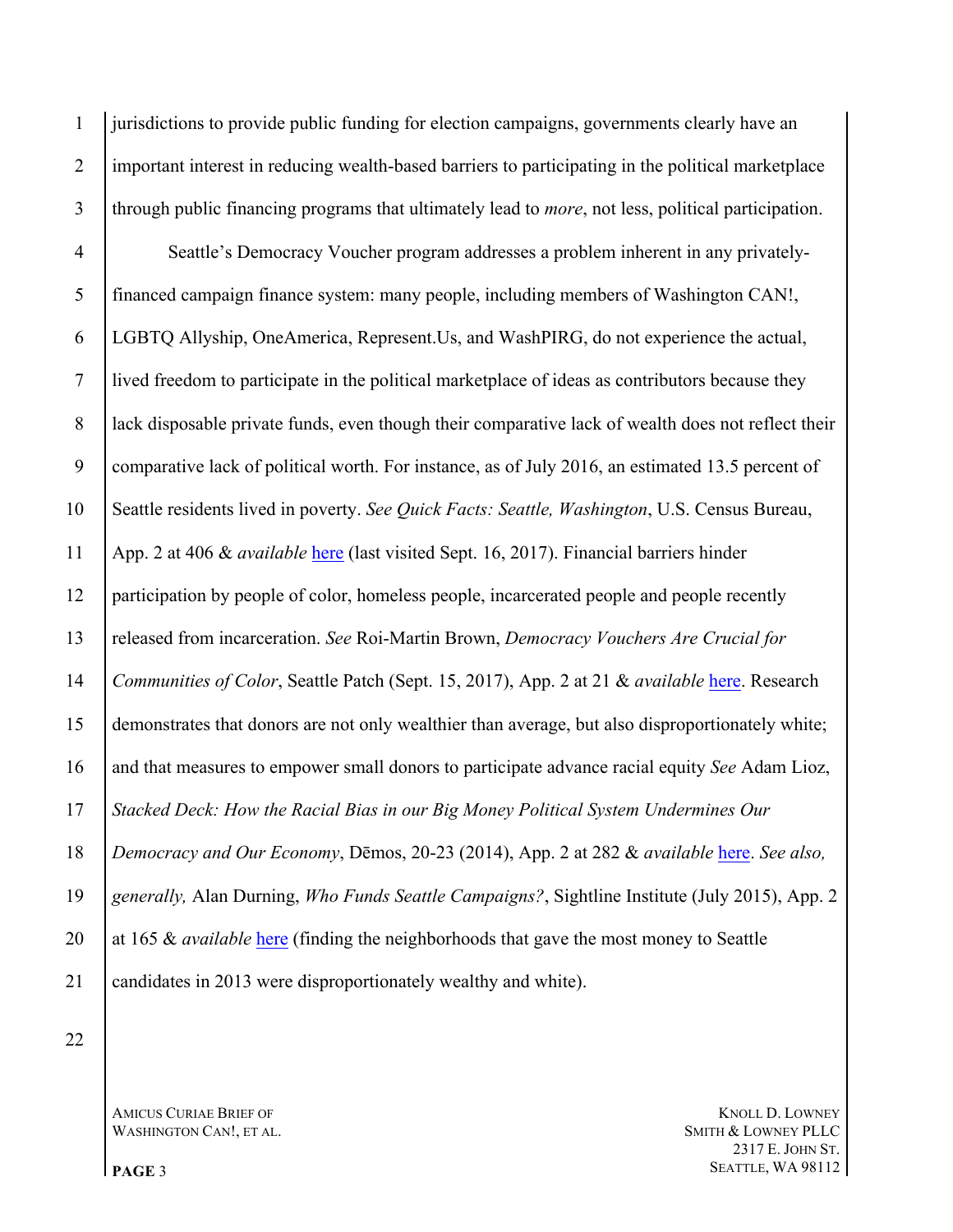jurisdictions to provide public funding for election campaigns, governments clearly have an important interest in reducing wealth-based barriers to participating in the political marketplace through public financing programs that ultimately lead to *more*, not less, political participation.

Seattle's Democracy Voucher program addresses a problem inherent in any privately-financed campaign finance system: many people, including members of Washington CAN!, LGBTQ Allyship, OneAmerica, Represent.Us, and WashPIRG, do not experience the actual, lived freedom to participate in the political marketplace of ideas as contributors because they lack disposable private funds, even though their comparative lack of wealth does not reflect their comparative lack of political worth. For instance, as of July 2016, an estimated 13.5 percent of Seattle residents lived in poverty. *See Quick Facts: Seattle, Washington*, U.S. Census Bureau, App. 2 at 406 & *available* here (last visited Sept. 16, 2017). Financial barriers hinder participation by people of color, homeless people, incarcerated people and people recently released from incarceration. *See* Roi-Martin Brown, *Democracy Vouchers Are Crucial for Communities of Color*, Seattle Patch (Sept. 15, 2017), App. 2 at 21 & *available* here. Research demonstrates that donors are not only wealthier than average, but also disproportionately white; and that measures to empower small donors to participate advance racial equity *See* Adam Lioz, *Stacked Deck: How the Racial Bias in our Big Money Political System Undermines Our Democracy and Our Economy*, Dēmos, 20-23 (2014), App. 2 at 282 & *available* here. *See also, generally,* Alan Durning, *Who Funds Seattle Campaigns?*, Sightline Institute (July 2015), App. 2 at 165 & *available* here (finding the neighborhoods that gave the most money to Seattle candidates in 2013 were disproportionately wealthy and white).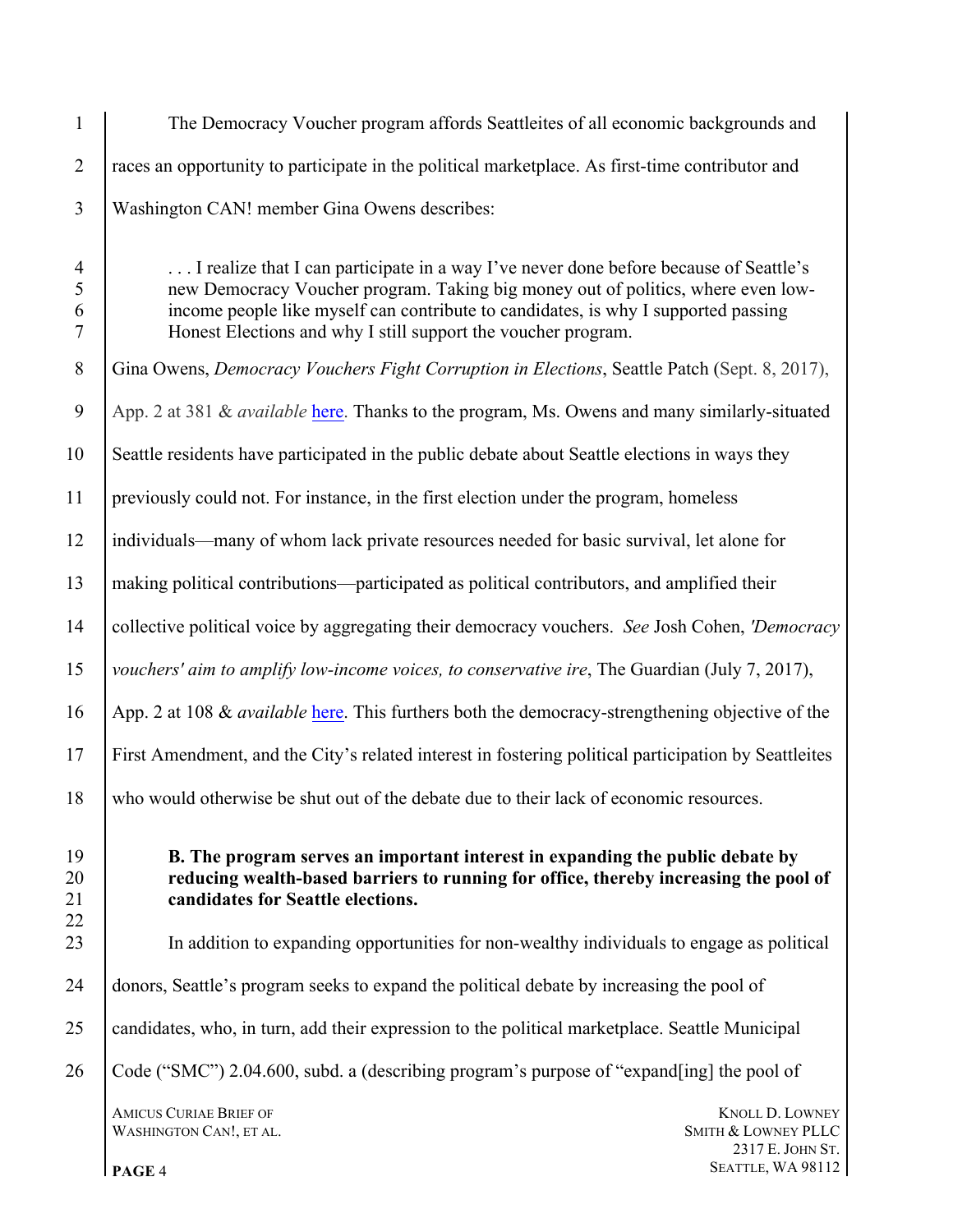The Democracy Voucher program affords Seattleites of all economic backgrounds and races an opportunity to participate in the political marketplace. As first-time contributor and Washington CAN! member Gina Owens describes:

> . . . I realize that I can participate in a way I've never done before because of Seattle's new Democracy Voucher program. Taking big money out of politics, where even low-income people like myself can contribute to candidates, is why I supported passing Honest Elections and why I still support the voucher program.

Gina Owens, *Democracy Vouchers Fight Corruption in Elections*, Seattle Patch (Sept. 8, 2017), App. 2 at 381 & *available* here. Thanks to the program, Ms. Owens and many similarly-situated Seattle residents have participated in the public debate about Seattle elections in ways they previously could not. For instance, in the first election under the program, homeless individuals—many of whom lack private resources needed for basic survival, let alone for making political contributions—participated as political contributors, and amplified their collective political voice by aggregating their democracy vouchers. *See* Josh Cohen, *'Democracy vouchers' aim to amplify low-income voices, to conservative ire*, The Guardian (July 7, 2017), App. 2 at 108 & *available* here. This furthers both the democracy-strengthening objective of the First Amendment, and the City's related interest in fostering political participation by Seattleites who would otherwise be shut out of the debate due to their lack of economic resources.

**B. The program serves an important interest in expanding the public debate by reducing wealth-based barriers to running for office, thereby increasing the pool of candidates for Seattle elections.**

In addition to expanding opportunities for non-wealthy individuals to engage as political donors, Seattle's program seeks to expand the political debate by increasing the pool of candidates, who, in turn, add their expression to the political marketplace. Seattle Municipal Code ("SMC") 2.04.600, subd. a (describing program's purpose of "expand[ing] the pool of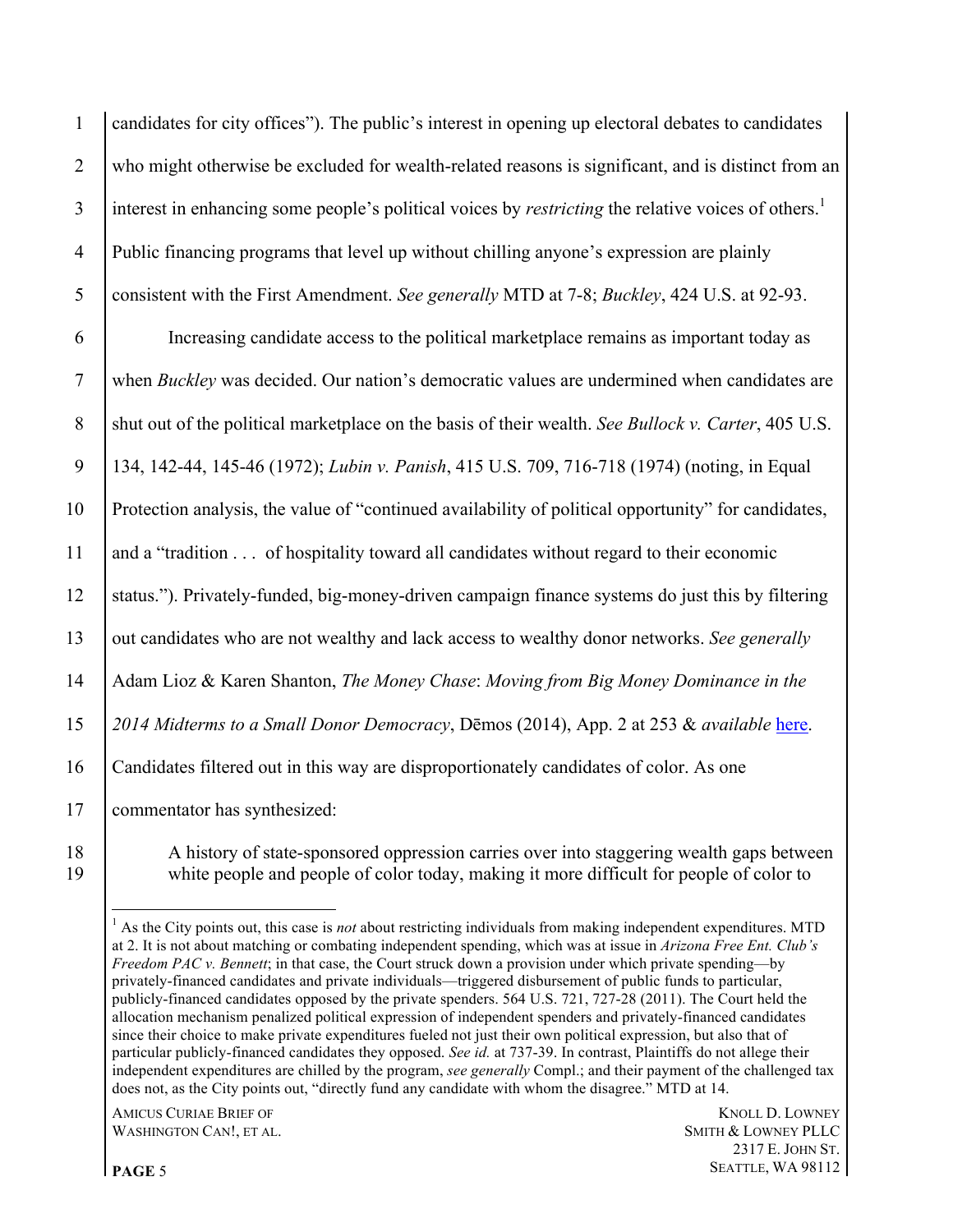candidates for city offices"). The public's interest in opening up electoral debates to candidates who might otherwise be excluded for wealth-related reasons is significant, and is distinct from an interest in enhancing some people's political voices by *restricting* the relative voices of others.[1] Public financing programs that level up without chilling anyone's expression are plainly consistent with the First Amendment. *See generally* MTD at 7-8; *Buckley*, 424 U.S. at 92-93.

Increasing candidate access to the political marketplace remains as important today as when *Buckley* was decided. Our nation's democratic values are undermined when candidates are shut out of the political marketplace on the basis of their wealth. *See Bullock v. Carter*, 405 U.S. 134, 142-44, 145-46 (1972); *Lubin v. Panish*, 415 U.S. 709, 716-718 (1974) (noting, in Equal Protection analysis, the value of "continued availability of political opportunity" for candidates, and a "tradition . . . of hospitality toward all candidates without regard to their economic status."). Privately-funded, big-money-driven campaign finance systems do just this by filtering out candidates who are not wealthy and lack access to wealthy donor networks. *See generally* Adam Lioz & Karen Shanton, *The Money Chase*: *Moving from Big Money Dominance in the 2014 Midterms to a Small Donor Democracy*, Dēmos (2014), App. 2 at 253 & *available* here. Candidates filtered out in this way are disproportionately candidates of color. As one commentator has synthesized:

> A history of state-sponsored oppression carries over into staggering wealth gaps between white people and people of color today, making it more difficult for people of color to

---

[1] As the City points out, this case is *not* about restricting individuals from making independent expenditures. MTD at 2. It is not about matching or combating independent spending, which was at issue in *Arizona Free Ent. Club's Freedom PAC v. Bennett*; in that case, the Court struck down a provision under which private spending—by privately-financed candidates and private individuals—triggered disbursement of public funds to particular, publicly-financed candidates opposed by the private spenders. 564 U.S. 721, 727-28 (2011). The Court held the allocation mechanism penalized political expression of independent spenders and privately-financed candidates since their choice to make private expenditures fueled not just their own political expression, but also that of particular publicly-financed candidates they opposed. *See id.* at 737-39. In contrast, Plaintiffs do not allege their independent expenditures are chilled by the program, *see generally* Compl.; and their payment of the challenged tax does not, as the City points out, "directly fund any candidate with whom the disagree." MTD at 14.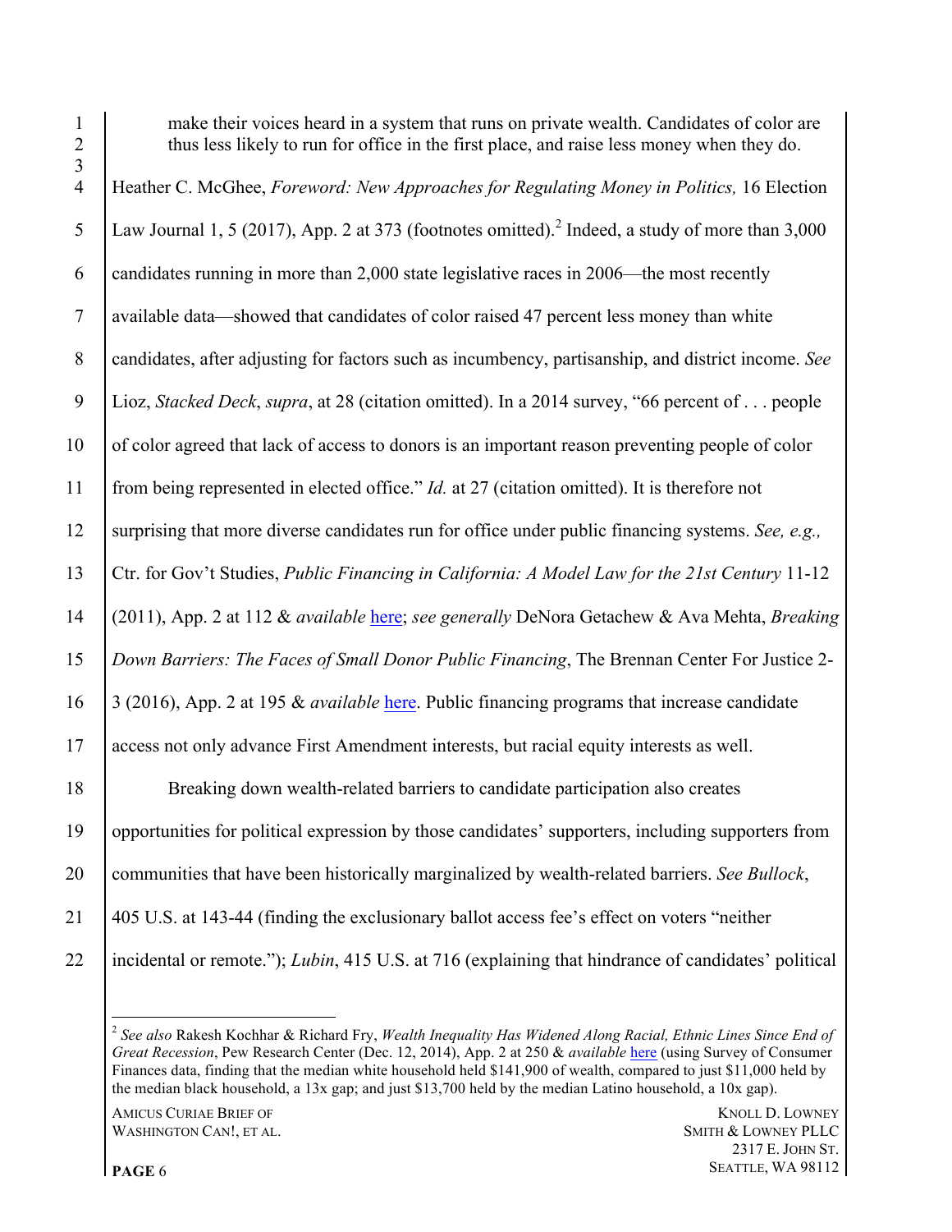make their voices heard in a system that runs on private wealth. Candidates of color are thus less likely to run for office in the first place, and raise less money when they do.

Heather C. McGhee, *Foreword: New Approaches for Regulating Money in Politics,* 16 Election Law Journal 1, 5 (2017), App. 2 at 373 (footnotes omitted).[2] Indeed, a study of more than 3,000 candidates running in more than 2,000 state legislative races in 2006—the most recently available data—showed that candidates of color raised 47 percent less money than white candidates, after adjusting for factors such as incumbency, partisanship, and district income. *See* Lioz, *Stacked Deck*, *supra*, at 28 (citation omitted). In a 2014 survey, "66 percent of . . . people of color agreed that lack of access to donors is an important reason preventing people of color from being represented in elected office." *Id.* at 27 (citation omitted). It is therefore not surprising that more diverse candidates run for office under public financing systems. *See, e.g.,* Ctr. for Gov't Studies, *Public Financing in California: A Model Law for the 21st Century* 11-12 (2011), App. 2 at 112 & *available* here; *see generally* DeNora Getachew & Ava Mehta, *Breaking Down Barriers: The Faces of Small Donor Public Financing*, The Brennan Center For Justice 2-3 (2016), App. 2 at 195 & *available* here. Public financing programs that increase candidate access not only advance First Amendment interests, but racial equity interests as well.

Breaking down wealth-related barriers to candidate participation also creates opportunities for political expression by those candidates' supporters, including supporters from communities that have been historically marginalized by wealth-related barriers. *See Bullock*, 405 U.S. at 143-44 (finding the exclusionary ballot access fee's effect on voters "neither incidental or remote."); *Lubin*, 415 U.S. at 716 (explaining that hindrance of candidates' political

---

[2] *See also* Rakesh Kochhar & Richard Fry, *Wealth Inequality Has Widened Along Racial, Ethnic Lines Since End of Great Recession*, Pew Research Center (Dec. 12, 2014), App. 2 at 250 & *available* here (using Survey of Consumer Finances data, finding that the median white household held $141,900 of wealth, compared to just $11,000 held by the median black household, a 13x gap; and just $13,700 held by the median Latino household, a 10x gap).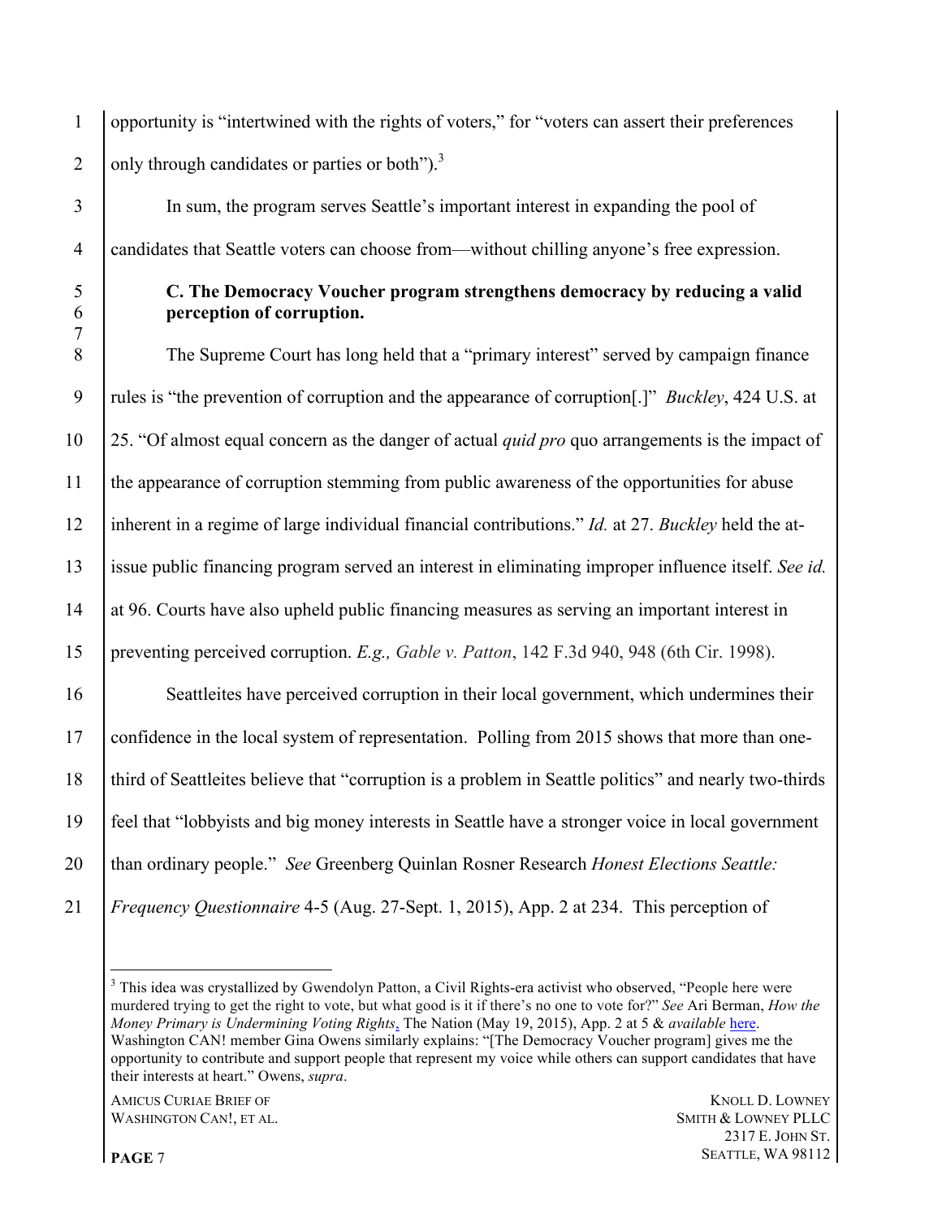opportunity is "intertwined with the rights of voters," for "voters can assert their preferences only through candidates or parties or both").[3]

In sum, the program serves Seattle's important interest in expanding the pool of candidates that Seattle voters can choose from—without chilling anyone's free expression.

**C. The Democracy Voucher program strengthens democracy by reducing a valid perception of corruption.**

The Supreme Court has long held that a "primary interest" served by campaign finance rules is "the prevention of corruption and the appearance of corruption[.]" *Buckley*, 424 U.S. at 25. "Of almost equal concern as the danger of actual *quid pro* quo arrangements is the impact of the appearance of corruption stemming from public awareness of the opportunities for abuse inherent in a regime of large individual financial contributions." *Id.* at 27. *Buckley* held the at-issue public financing program served an interest in eliminating improper influence itself. *See id.* at 96. Courts have also upheld public financing measures as serving an important interest in preventing perceived corruption. *E.g., Gable v. Patton*, 142 F.3d 940, 948 (6th Cir. 1998).

Seattleites have perceived corruption in their local government, which undermines their confidence in the local system of representation. Polling from 2015 shows that more than one-third of Seattleites believe that "corruption is a problem in Seattle politics" and nearly two-thirds feel that "lobbyists and big money interests in Seattle have a stronger voice in local government than ordinary people." *See* Greenberg Quinlan Rosner Research *Honest Elections Seattle: Frequency Questionnaire* 4-5 (Aug. 27-Sept. 1, 2015), App. 2 at 234. This perception of

---

[3] This idea was crystallized by Gwendolyn Patton, a Civil Rights-era activist who observed, "People here were murdered trying to get the right to vote, but what good is it if there's no one to vote for?" *See* Ari Berman, *How the Money Primary is Undermining Voting Rights*, The Nation (May 19, 2015), App. 2 at 5 & *available* here. Washington CAN! member Gina Owens similarly explains: "[The Democracy Voucher program] gives me the opportunity to contribute and support people that represent my voice while others can support candidates that have their interests at heart." Owens, *supra*.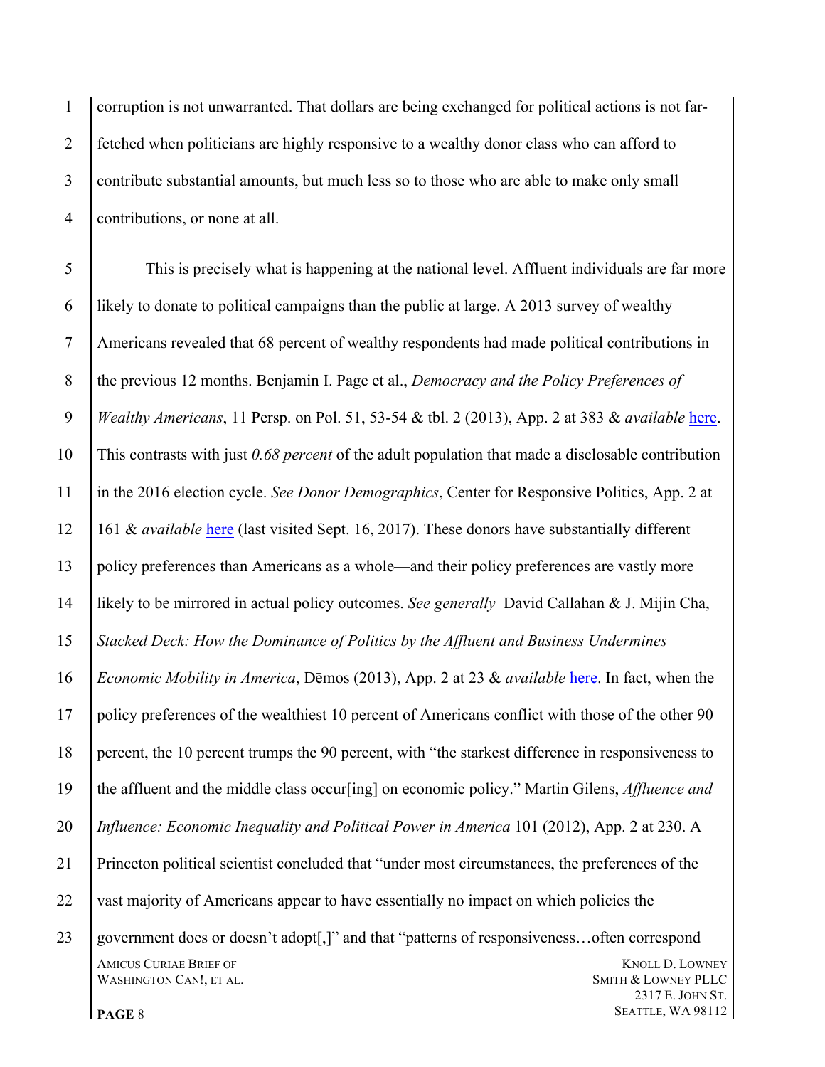corruption is not unwarranted. That dollars are being exchanged for political actions is not far-fetched when politicians are highly responsive to a wealthy donor class who can afford to contribute substantial amounts, but much less so to those who are able to make only small contributions, or none at all.

This is precisely what is happening at the national level. Affluent individuals are far more likely to donate to political campaigns than the public at large. A 2013 survey of wealthy Americans revealed that 68 percent of wealthy respondents had made political contributions in the previous 12 months. Benjamin I. Page et al., *Democracy and the Policy Preferences of Wealthy Americans*, 11 Persp. on Pol. 51, 53-54 & tbl. 2 (2013), App. 2 at 383 & *available* here. This contrasts with just *0.68 percent* of the adult population that made a disclosable contribution in the 2016 election cycle. *See Donor Demographics*, Center for Responsive Politics, App. 2 at 161 & *available* here (last visited Sept. 16, 2017). These donors have substantially different policy preferences than Americans as a whole—and their policy preferences are vastly more likely to be mirrored in actual policy outcomes. *See generally* David Callahan & J. Mijin Cha, *Stacked Deck: How the Dominance of Politics by the Affluent and Business Undermines Economic Mobility in America*, Dēmos (2013), App. 2 at 23 & *available* here. In fact, when the policy preferences of the wealthiest 10 percent of Americans conflict with those of the other 90 percent, the 10 percent trumps the 90 percent, with "the starkest difference in responsiveness to the affluent and the middle class occur[ing] on economic policy." Martin Gilens, *Affluence and Influence: Economic Inequality and Political Power in America* 101 (2012), App. 2 at 230. A Princeton political scientist concluded that "under most circumstances, the preferences of the vast majority of Americans appear to have essentially no impact on which policies the government does or doesn't adopt[,]" and that "patterns of responsiveness…often correspond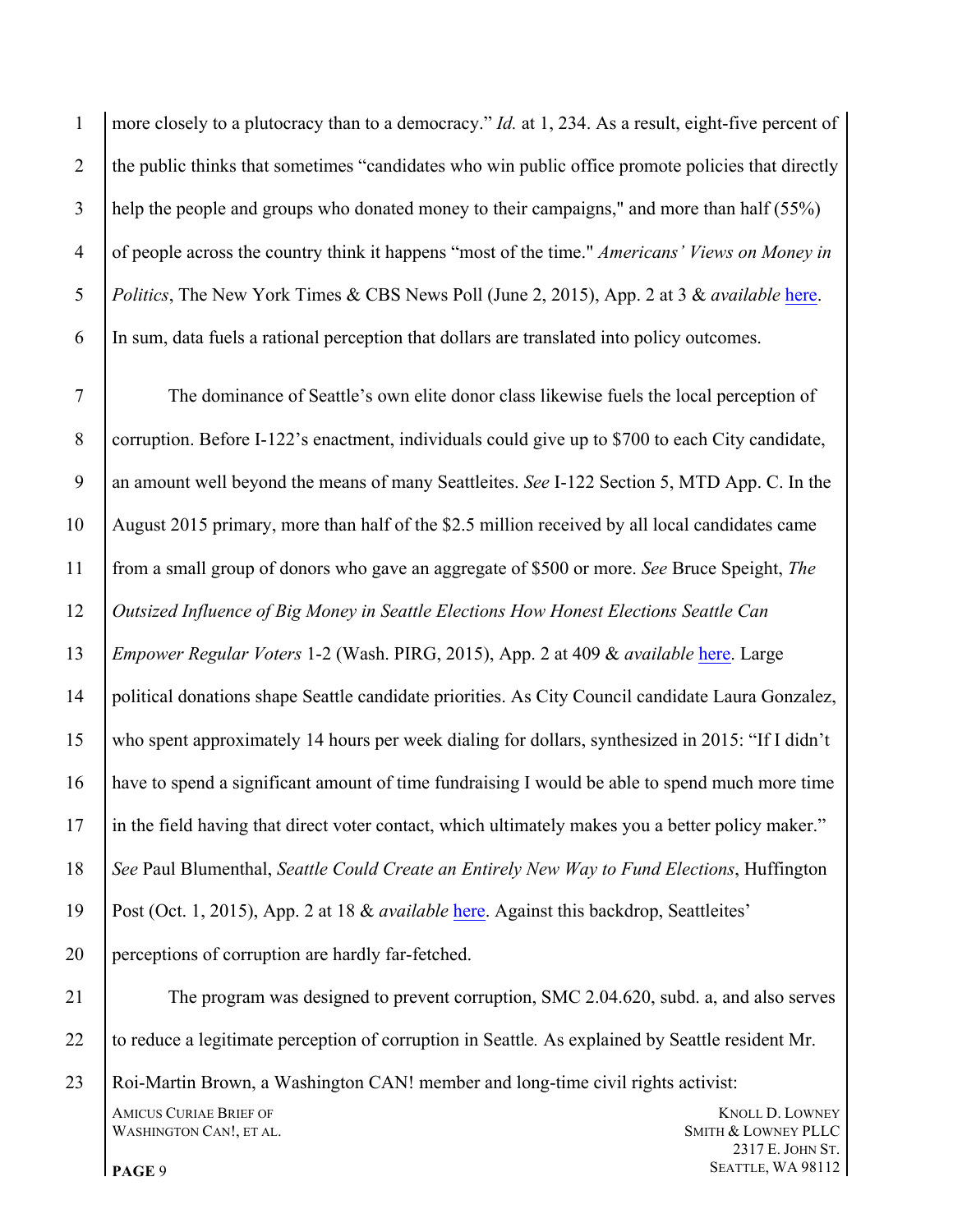more closely to a plutocracy than to a democracy." *Id.* at 1, 234. As a result, eight-five percent of the public thinks that sometimes "candidates who win public office promote policies that directly help the people and groups who donated money to their campaigns," and more than half (55%) of people across the country think it happens "most of the time." *Americans' Views on Money in Politics*, The New York Times & CBS News Poll (June 2, 2015), App. 2 at 3 & *available* here. In sum, data fuels a rational perception that dollars are translated into policy outcomes.

The dominance of Seattle's own elite donor class likewise fuels the local perception of corruption. Before I-122's enactment, individuals could give up to $700 to each City candidate, an amount well beyond the means of many Seattleites. *See* I-122 Section 5, MTD App. C. In the August 2015 primary, more than half of the $2.5 million received by all local candidates came from a small group of donors who gave an aggregate of $500 or more. *See* Bruce Speight, *The Outsized Influence of Big Money in Seattle Elections How Honest Elections Seattle Can Empower Regular Voters* 1-2 (Wash. PIRG, 2015), App. 2 at 409 & *available* here. Large political donations shape Seattle candidate priorities. As City Council candidate Laura Gonzalez, who spent approximately 14 hours per week dialing for dollars, synthesized in 2015: "If I didn't have to spend a significant amount of time fundraising I would be able to spend much more time in the field having that direct voter contact, which ultimately makes you a better policy maker." *See* Paul Blumenthal, *Seattle Could Create an Entirely New Way to Fund Elections*, Huffington Post (Oct. 1, 2015), App. 2 at 18 & *available* here. Against this backdrop, Seattleites' perceptions of corruption are hardly far-fetched.

The program was designed to prevent corruption, SMC 2.04.620, subd. a, and also serves to reduce a legitimate perception of corruption in Seattle*.* As explained by Seattle resident Mr. Roi-Martin Brown, a Washington CAN! member and long-time civil rights activist: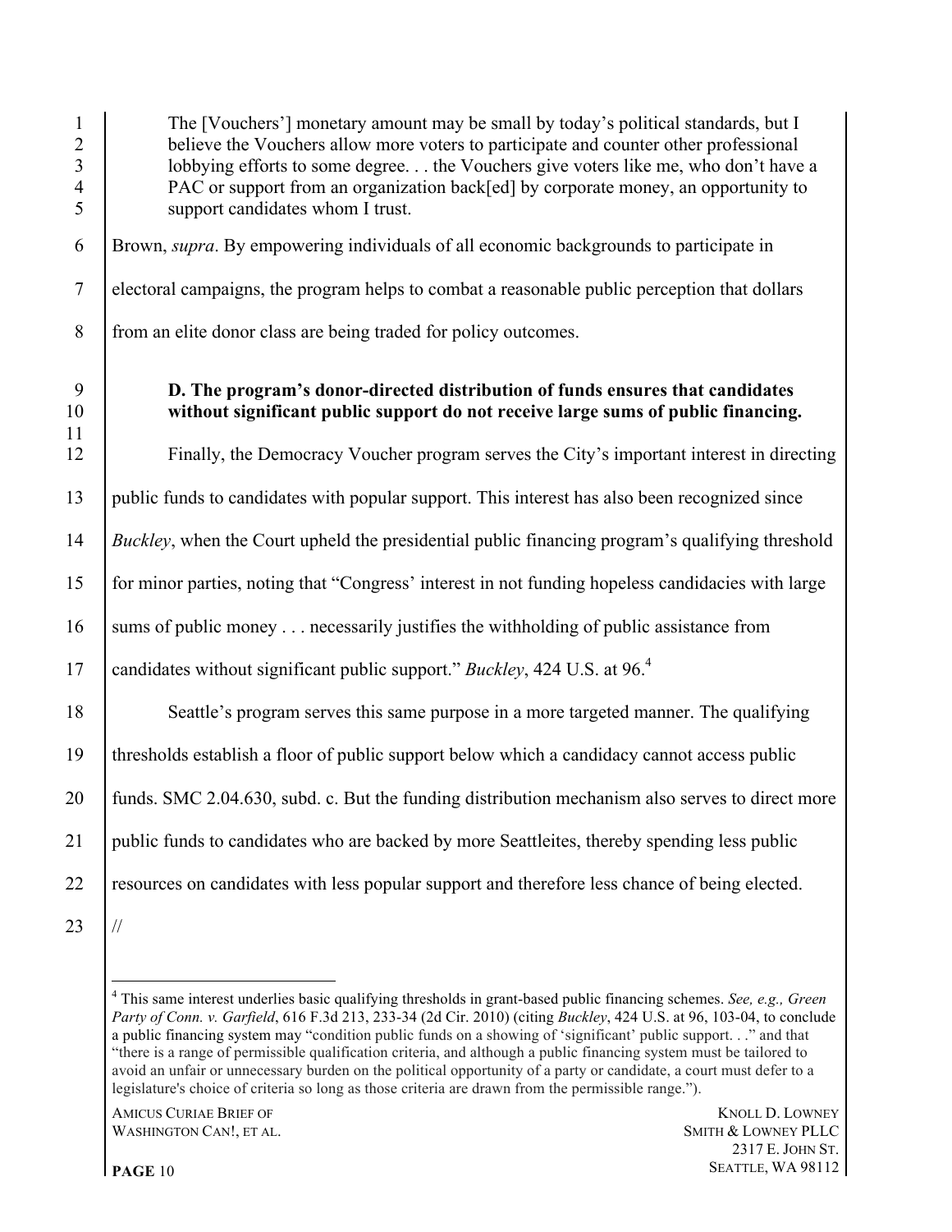> The [Vouchers'] monetary amount may be small by today's political standards, but I believe the Vouchers allow more voters to participate and counter other professional lobbying efforts to some degree. . . the Vouchers give voters like me, who don't have a PAC or support from an organization back[ed] by corporate money, an opportunity to support candidates whom I trust.

Brown, *supra*. By empowering individuals of all economic backgrounds to participate in electoral campaigns, the program helps to combat a reasonable public perception that dollars from an elite donor class are being traded for policy outcomes.

### D. The program's donor-directed distribution of funds ensures that candidates without significant public support do not receive large sums of public financing.

Finally, the Democracy Voucher program serves the City's important interest in directing public funds to candidates with popular support. This interest has also been recognized since *Buckley*, when the Court upheld the presidential public financing program's qualifying threshold for minor parties, noting that "Congress' interest in not funding hopeless candidacies with large sums of public money . . . necessarily justifies the withholding of public assistance from candidates without significant public support." *Buckley*, 424 U.S. at 96.[4]

Seattle's program serves this same purpose in a more targeted manner. The qualifying thresholds establish a floor of public support below which a candidacy cannot access public funds. SMC 2.04.630, subd. c. But the funding distribution mechanism also serves to direct more public funds to candidates who are backed by more Seattleites, thereby spending less public resources on candidates with less popular support and therefore less chance of being elected.

//

---

[4] This same interest underlies basic qualifying thresholds in grant-based public financing schemes. *See, e.g., Green Party of Conn. v. Garfield*, 616 F.3d 213, 233-34 (2d Cir. 2010) (citing *Buckley*, 424 U.S. at 96, 103-04, to conclude a public financing system may "condition public funds on a showing of 'significant' public support. . ." and that "there is a range of permissible qualification criteria, and although a public financing system must be tailored to avoid an unfair or unnecessary burden on the political opportunity of a party or candidate, a court must defer to a legislature's choice of criteria so long as those criteria are drawn from the permissible range.").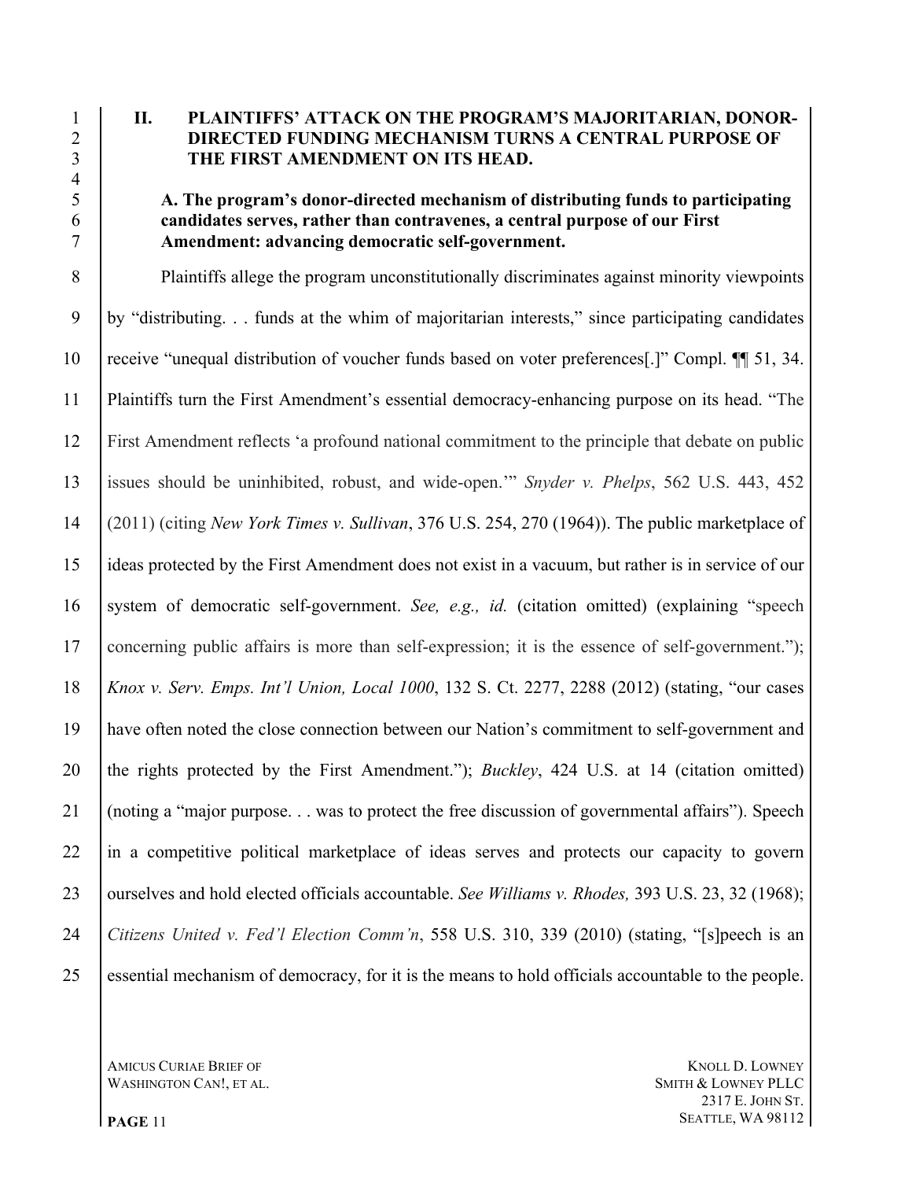## II. PLAINTIFFS' ATTACK ON THE PROGRAM'S MAJORITARIAN, DONOR-DIRECTED FUNDING MECHANISM TURNS A CENTRAL PURPOSE OF THE FIRST AMENDMENT ON ITS HEAD.

### A. The program's donor-directed mechanism of distributing funds to participating candidates serves, rather than contravenes, a central purpose of our First Amendment: advancing democratic self-government.

Plaintiffs allege the program unconstitutionally discriminates against minority viewpoints by "distributing. . . funds at the whim of majoritarian interests," since participating candidates receive "unequal distribution of voucher funds based on voter preferences[.]" Compl. ¶¶ 51, 34. Plaintiffs turn the First Amendment's essential democracy-enhancing purpose on its head. "The First Amendment reflects 'a profound national commitment to the principle that debate on public issues should be uninhibited, robust, and wide-open.'" *Snyder v. Phelps*, 562 U.S. 443, 452 (2011) (citing *New York Times v. Sullivan*, 376 U.S. 254, 270 (1964)). The public marketplace of ideas protected by the First Amendment does not exist in a vacuum, but rather is in service of our system of democratic self-government. *See, e.g., id.* (citation omitted) (explaining "speech concerning public affairs is more than self-expression; it is the essence of self-government."); *Knox v. Serv. Emps. Int'l Union, Local 1000*, 132 S. Ct. 2277, 2288 (2012) (stating, "our cases have often noted the close connection between our Nation's commitment to self-government and the rights protected by the First Amendment."); *Buckley*, 424 U.S. at 14 (citation omitted) (noting a "major purpose. . . was to protect the free discussion of governmental affairs"). Speech in a competitive political marketplace of ideas serves and protects our capacity to govern ourselves and hold elected officials accountable. *See Williams v. Rhodes,* 393 U.S. 23, 32 (1968); *Citizens United v. Fed'l Election Comm'n*, 558 U.S. 310, 339 (2010) (stating, "[s]peech is an essential mechanism of democracy, for it is the means to hold officials accountable to the people.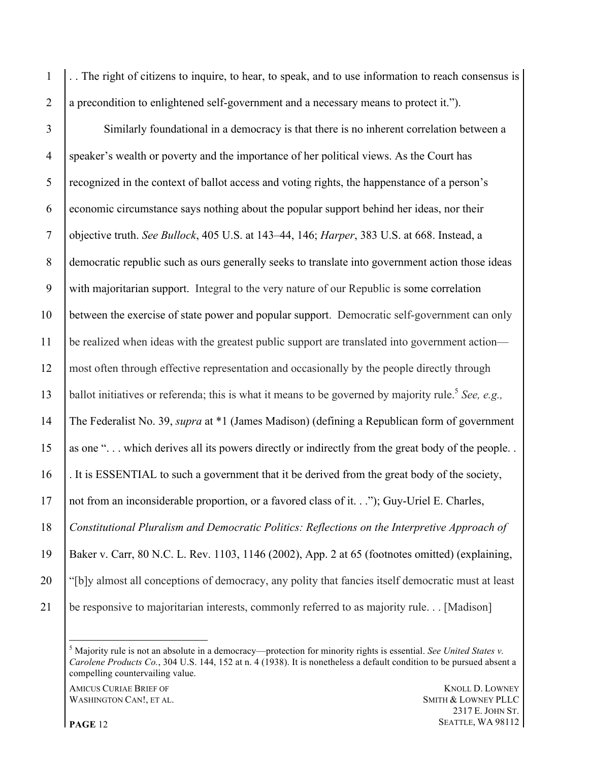. . The right of citizens to inquire, to hear, to speak, and to use information to reach consensus is a precondition to enlightened self-government and a necessary means to protect it.").

Similarly foundational in a democracy is that there is no inherent correlation between a speaker's wealth or poverty and the importance of her political views. As the Court has recognized in the context of ballot access and voting rights, the happenstance of a person's economic circumstance says nothing about the popular support behind her ideas, nor their objective truth. *See Bullock*, 405 U.S. at 143–44, 146; *Harper*, 383 U.S. at 668. Instead, a democratic republic such as ours generally seeks to translate into government action those ideas with majoritarian support. Integral to the very nature of our Republic is some correlation between the exercise of state power and popular support. Democratic self-government can only be realized when ideas with the greatest public support are translated into government action—most often through effective representation and occasionally by the people directly through ballot initiatives or referenda; this is what it means to be governed by majority rule.[5] *See, e.g.,* The Federalist No. 39, *supra* at *1 (James Madison) (defining a Republican form of government as one ". . . which derives all its powers directly or indirectly from the great body of the people. . . It is ESSENTIAL to such a government that it be derived from the great body of the society, not from an inconsiderable proportion, or a favored class of it. . ."); Guy-Uriel E. Charles, *Constitutional Pluralism and Democratic Politics: Reflections on the Interpretive Approach of* Baker v. Carr, 80 N.C. L. Rev. 1103, 1146 (2002), App. 2 at 65 (footnotes omitted) (explaining, "[b]y almost all conceptions of democracy, any polity that fancies itself democratic must at least be responsive to majoritarian interests, commonly referred to as majority rule. . . [Madison]

---

[5] Majority rule is not an absolute in a democracy—protection for minority rights is essential. *See United States v. Carolene Products Co.*, 304 U.S. 144, 152 at n. 4 (1938). It is nonetheless a default condition to be pursued absent a compelling countervailing value.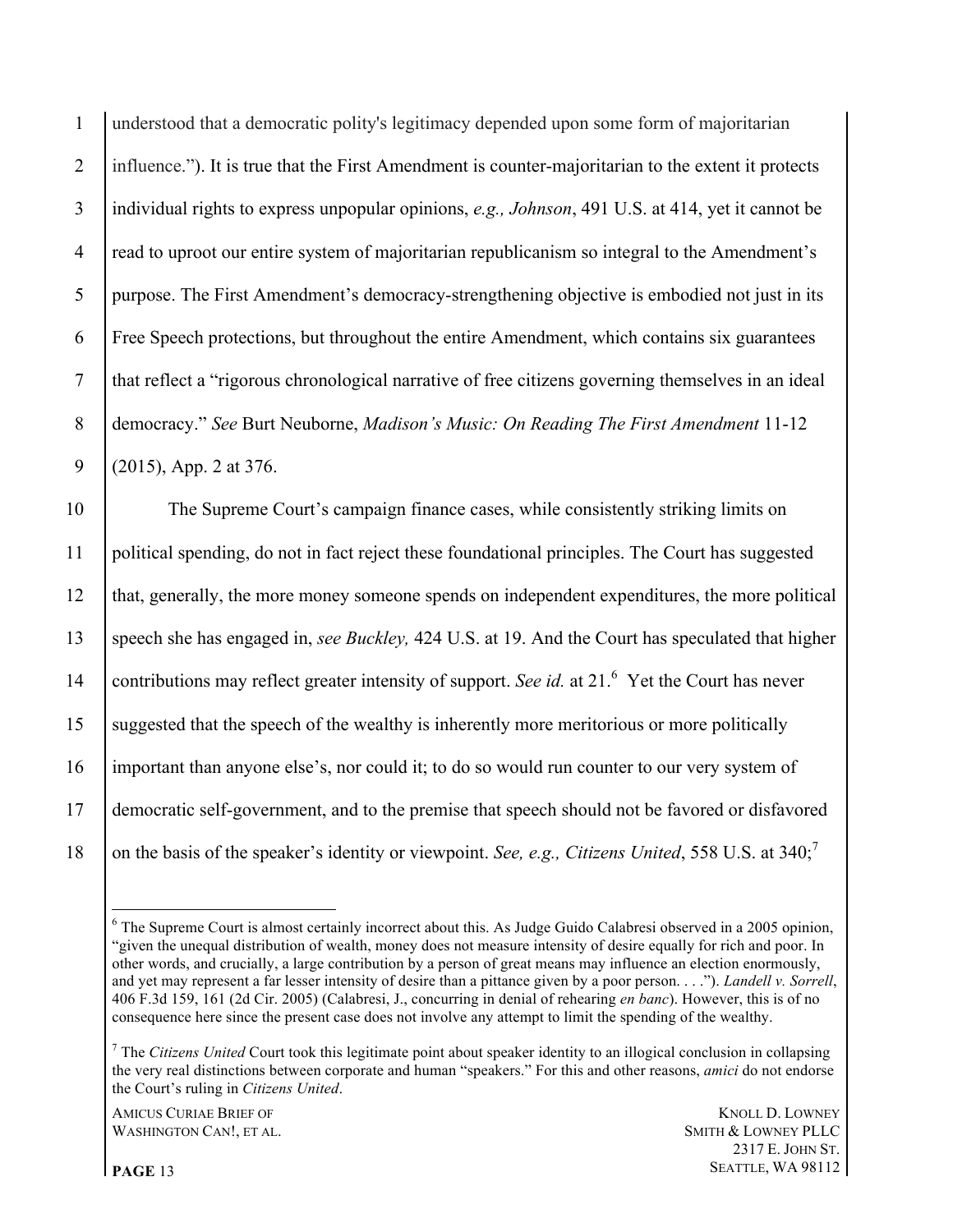understood that a democratic polity's legitimacy depended upon some form of majoritarian influence."). It is true that the First Amendment is counter-majoritarian to the extent it protects individual rights to express unpopular opinions, *e.g., Johnson*, 491 U.S. at 414, yet it cannot be read to uproot our entire system of majoritarian republicanism so integral to the Amendment's purpose. The First Amendment's democracy-strengthening objective is embodied not just in its Free Speech protections, but throughout the entire Amendment, which contains six guarantees that reflect a "rigorous chronological narrative of free citizens governing themselves in an ideal democracy." *See* Burt Neuborne, *Madison's Music: On Reading The First Amendment* 11-12 (2015), App. 2 at 376.

The Supreme Court's campaign finance cases, while consistently striking limits on political spending, do not in fact reject these foundational principles. The Court has suggested that, generally, the more money someone spends on independent expenditures, the more political speech she has engaged in, *see Buckley,* 424 U.S. at 19. And the Court has speculated that higher contributions may reflect greater intensity of support. *See id.* at 21.[6] Yet the Court has never suggested that the speech of the wealthy is inherently more meritorious or more politically important than anyone else's, nor could it; to do so would run counter to our very system of democratic self-government, and to the premise that speech should not be favored or disfavored on the basis of the speaker's identity or viewpoint. *See, e.g., Citizens United*, 558 U.S. at 340;[7]

---

[6] The Supreme Court is almost certainly incorrect about this. As Judge Guido Calabresi observed in a 2005 opinion, "given the unequal distribution of wealth, money does not measure intensity of desire equally for rich and poor. In other words, and crucially, a large contribution by a person of great means may influence an election enormously, and yet may represent a far lesser intensity of desire than a pittance given by a poor person. . . ."). *Landell v. Sorrell*, 406 F.3d 159, 161 (2d Cir. 2005) (Calabresi, J., concurring in denial of rehearing *en banc*). However, this is of no consequence here since the present case does not involve any attempt to limit the spending of the wealthy.

[7] The *Citizens United* Court took this legitimate point about speaker identity to an illogical conclusion in collapsing the very real distinctions between corporate and human "speakers." For this and other reasons, *amici* do not endorse the Court's ruling in *Citizens United*.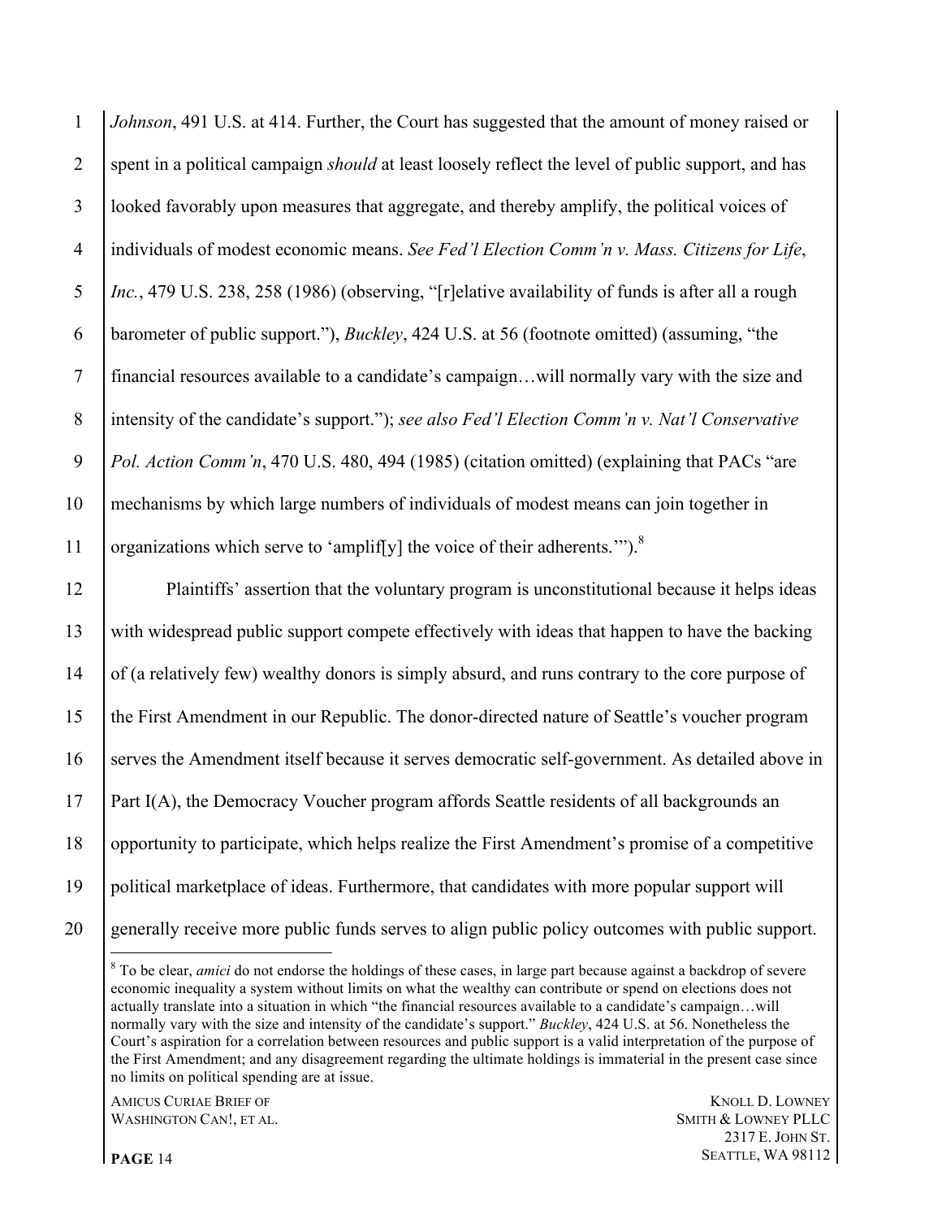*Johnson*, 491 U.S. at 414. Further, the Court has suggested that the amount of money raised or spent in a political campaign *should* at least loosely reflect the level of public support, and has looked favorably upon measures that aggregate, and thereby amplify, the political voices of individuals of modest economic means. *See Fed'l Election Comm'n v. Mass. Citizens for Life*, *Inc.*, 479 U.S. 238, 258 (1986) (observing, "[r]elative availability of funds is after all a rough barometer of public support."), *Buckley*, 424 U.S. at 56 (footnote omitted) (assuming, "the financial resources available to a candidate's campaign…will normally vary with the size and intensity of the candidate's support."); *see also Fed'l Election Comm'n v. Nat'l Conservative Pol. Action Comm'n*, 470 U.S. 480, 494 (1985) (citation omitted) (explaining that PACs "are mechanisms by which large numbers of individuals of modest means can join together in organizations which serve to 'amplif[y] the voice of their adherents.'").[8]

Plaintiffs' assertion that the voluntary program is unconstitutional because it helps ideas with widespread public support compete effectively with ideas that happen to have the backing of (a relatively few) wealthy donors is simply absurd, and runs contrary to the core purpose of the First Amendment in our Republic. The donor-directed nature of Seattle's voucher program serves the Amendment itself because it serves democratic self-government. As detailed above in Part I(A), the Democracy Voucher program affords Seattle residents of all backgrounds an opportunity to participate, which helps realize the First Amendment's promise of a competitive political marketplace of ideas. Furthermore, that candidates with more popular support will generally receive more public funds serves to align public policy outcomes with public support.

---

[8] To be clear, *amici* do not endorse the holdings of these cases, in large part because against a backdrop of severe economic inequality a system without limits on what the wealthy can contribute or spend on elections does not actually translate into a situation in which "the financial resources available to a candidate's campaign…will normally vary with the size and intensity of the candidate's support." *Buckley*, 424 U.S. at 56. Nonetheless the Court's aspiration for a correlation between resources and public support is a valid interpretation of the purpose of the First Amendment; and any disagreement regarding the ultimate holdings is immaterial in the present case since no limits on political spending are at issue.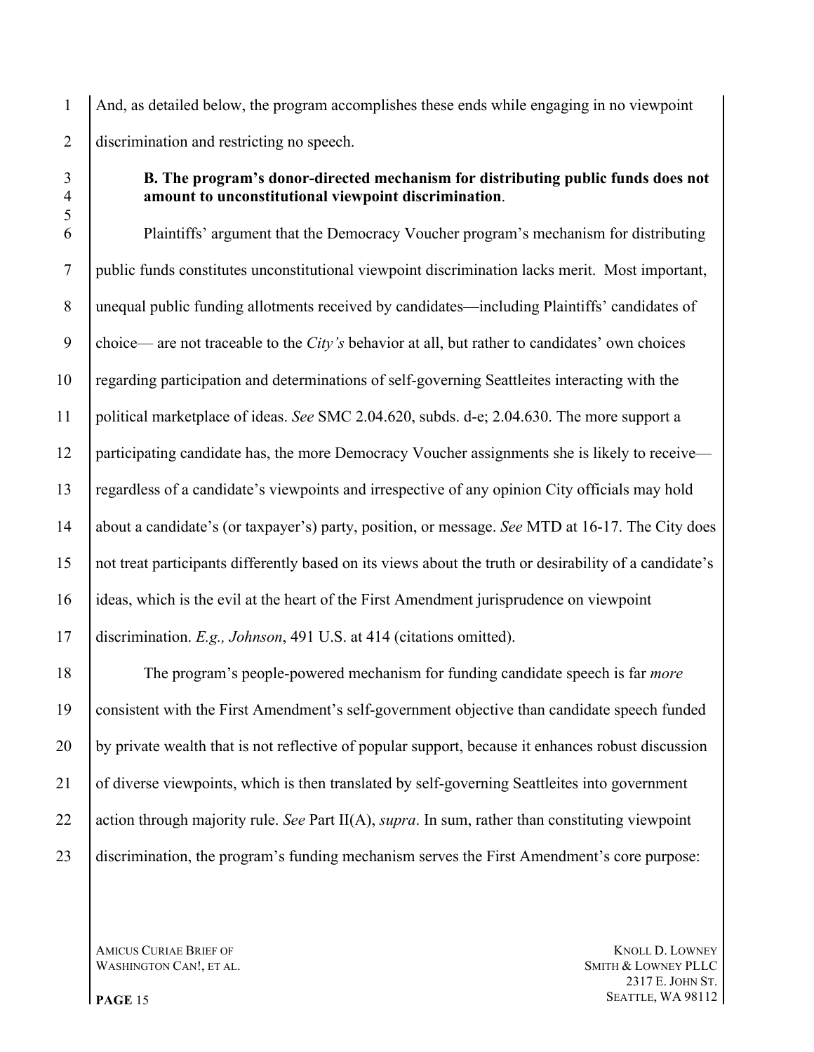And, as detailed below, the program accomplishes these ends while engaging in no viewpoint discrimination and restricting no speech.

**B. The program's donor-directed mechanism for distributing public funds does not amount to unconstitutional viewpoint discrimination**.

Plaintiffs' argument that the Democracy Voucher program's mechanism for distributing public funds constitutes unconstitutional viewpoint discrimination lacks merit. Most important, unequal public funding allotments received by candidates—including Plaintiffs' candidates of choice— are not traceable to the *City's* behavior at all, but rather to candidates' own choices regarding participation and determinations of self-governing Seattleites interacting with the political marketplace of ideas. *See* SMC 2.04.620, subds. d-e; 2.04.630. The more support a participating candidate has, the more Democracy Voucher assignments she is likely to receive—regardless of a candidate's viewpoints and irrespective of any opinion City officials may hold about a candidate's (or taxpayer's) party, position, or message. *See* MTD at 16-17. The City does not treat participants differently based on its views about the truth or desirability of a candidate's ideas, which is the evil at the heart of the First Amendment jurisprudence on viewpoint discrimination. *E.g., Johnson*, 491 U.S. at 414 (citations omitted).

The program's people-powered mechanism for funding candidate speech is far *more* consistent with the First Amendment's self-government objective than candidate speech funded by private wealth that is not reflective of popular support, because it enhances robust discussion of diverse viewpoints, which is then translated by self-governing Seattleites into government action through majority rule. *See* Part II(A), *supra*. In sum, rather than constituting viewpoint discrimination, the program's funding mechanism serves the First Amendment's core purpose: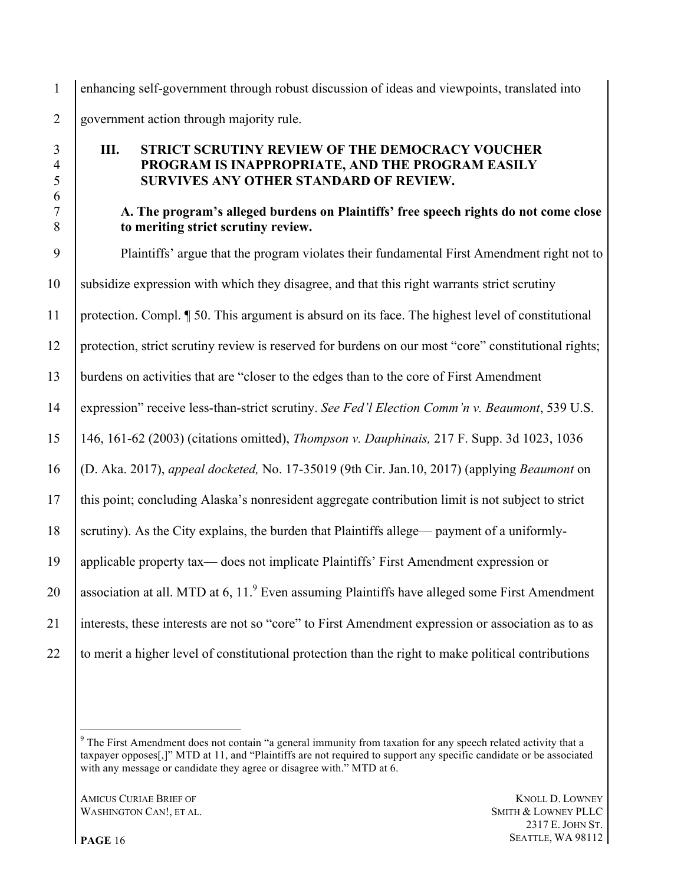enhancing self-government through robust discussion of ideas and viewpoints, translated into government action through majority rule.

## III. STRICT SCRUTINY REVIEW OF THE DEMOCRACY VOUCHER PROGRAM IS INAPPROPRIATE, AND THE PROGRAM EASILY SURVIVES ANY OTHER STANDARD OF REVIEW.

### A. The program's alleged burdens on Plaintiffs' free speech rights do not come close to meriting strict scrutiny review.

Plaintiffs' argue that the program violates their fundamental First Amendment right not to subsidize expression with which they disagree, and that this right warrants strict scrutiny protection. Compl. ¶ 50. This argument is absurd on its face. The highest level of constitutional protection, strict scrutiny review is reserved for burdens on our most "core" constitutional rights; burdens on activities that are "closer to the edges than to the core of First Amendment expression" receive less-than-strict scrutiny. *See Fed'l Election Comm'n v. Beaumont*, 539 U.S. 146, 161-62 (2003) (citations omitted), *Thompson v. Dauphinais,* 217 F. Supp. 3d 1023, 1036 (D. Aka. 2017), *appeal docketed,* No. 17-35019 (9th Cir. Jan.10, 2017) (applying *Beaumont* on this point; concluding Alaska's nonresident aggregate contribution limit is not subject to strict scrutiny). As the City explains, the burden that Plaintiffs allege— payment of a uniformly-applicable property tax— does not implicate Plaintiffs' First Amendment expression or association at all. MTD at 6, 11.[9] Even assuming Plaintiffs have alleged some First Amendment interests, these interests are not so "core" to First Amendment expression or association as to as to merit a higher level of constitutional protection than the right to make political contributions

[9] The First Amendment does not contain "a general immunity from taxation for any speech related activity that a taxpayer opposes[,]" MTD at 11, and "Plaintiffs are not required to support any specific candidate or be associated with any message or candidate they agree or disagree with." MTD at 6.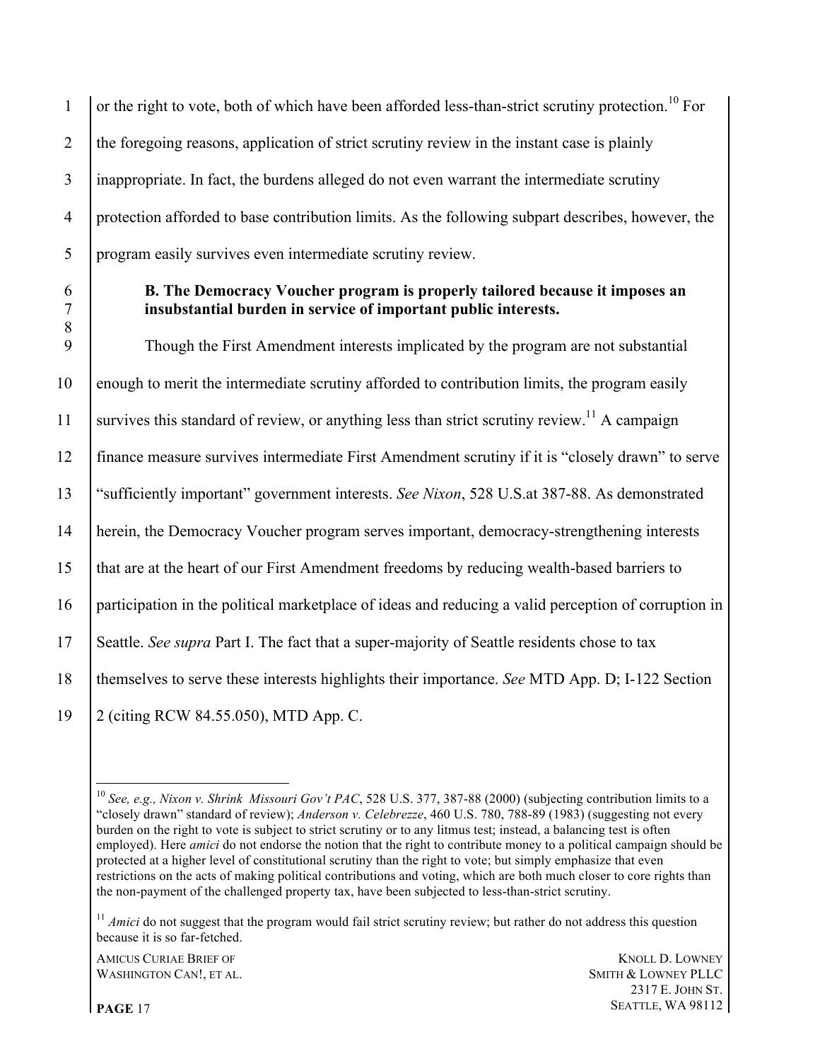or the right to vote, both of which have been afforded less-than-strict scrutiny protection.[10] For the foregoing reasons, application of strict scrutiny review in the instant case is plainly inappropriate. In fact, the burdens alleged do not even warrant the intermediate scrutiny protection afforded to base contribution limits. As the following subpart describes, however, the program easily survives even intermediate scrutiny review.

**B. The Democracy Voucher program is properly tailored because it imposes an insubstantial burden in service of important public interests.**

Though the First Amendment interests implicated by the program are not substantial enough to merit the intermediate scrutiny afforded to contribution limits, the program easily survives this standard of review, or anything less than strict scrutiny review.[11] A campaign finance measure survives intermediate First Amendment scrutiny if it is "closely drawn" to serve "sufficiently important" government interests. *See Nixon*, 528 U.S.at 387-88. As demonstrated herein, the Democracy Voucher program serves important, democracy-strengthening interests that are at the heart of our First Amendment freedoms by reducing wealth-based barriers to participation in the political marketplace of ideas and reducing a valid perception of corruption in Seattle. *See supra* Part I. The fact that a super-majority of Seattle residents chose to tax themselves to serve these interests highlights their importance. *See* MTD App. D; I-122 Section 2 (citing RCW 84.55.050), MTD App. C.

---

[10] *See, e.g., Nixon v. Shrink Missouri Gov't PAC*, 528 U.S. 377, 387-88 (2000) (subjecting contribution limits to a "closely drawn" standard of review); *Anderson v. Celebrezze*, 460 U.S. 780, 788-89 (1983) (suggesting not every burden on the right to vote is subject to strict scrutiny or to any litmus test; instead, a balancing test is often employed). Here *amici* do not endorse the notion that the right to contribute money to a political campaign should be protected at a higher level of constitutional scrutiny than the right to vote; but simply emphasize that even restrictions on the acts of making political contributions and voting, which are both much closer to core rights than the non-payment of the challenged property tax, have been subjected to less-than-strict scrutiny.

[11] *Amici* do not suggest that the program would fail strict scrutiny review; but rather do not address this question because it is so far-fetched.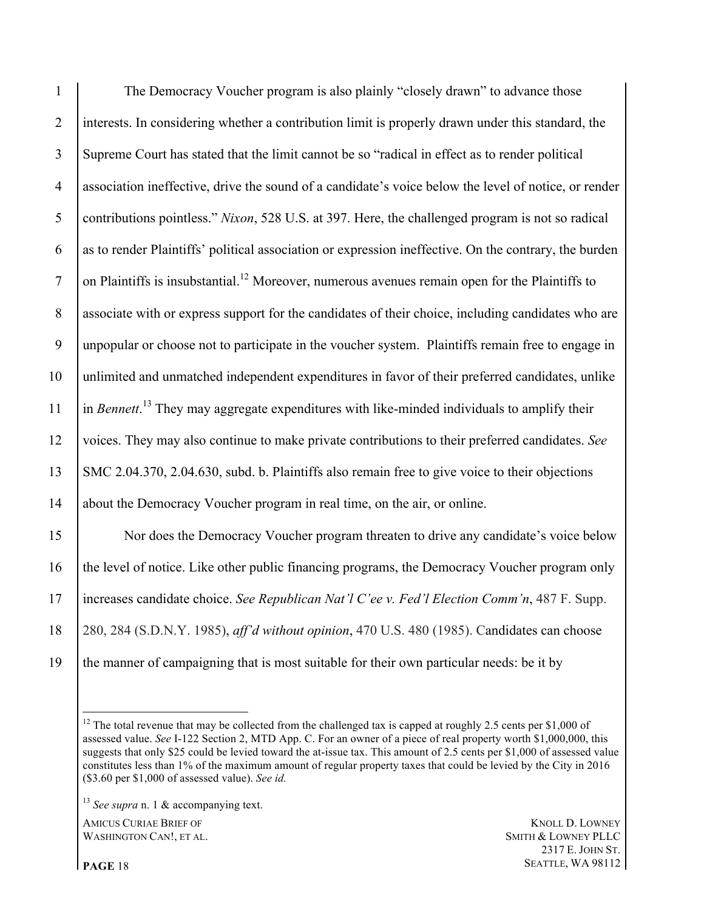The Democracy Voucher program is also plainly "closely drawn" to advance those interests. In considering whether a contribution limit is properly drawn under this standard, the Supreme Court has stated that the limit cannot be so "radical in effect as to render political association ineffective, drive the sound of a candidate's voice below the level of notice, or render contributions pointless." *Nixon*, 528 U.S. at 397. Here, the challenged program is not so radical as to render Plaintiffs' political association or expression ineffective. On the contrary, the burden on Plaintiffs is insubstantial.[12] Moreover, numerous avenues remain open for the Plaintiffs to associate with or express support for the candidates of their choice, including candidates who are unpopular or choose not to participate in the voucher system. Plaintiffs remain free to engage in unlimited and unmatched independent expenditures in favor of their preferred candidates, unlike in *Bennett*.[13] They may aggregate expenditures with like-minded individuals to amplify their voices. They may also continue to make private contributions to their preferred candidates. *See* SMC 2.04.370, 2.04.630, subd. b. Plaintiffs also remain free to give voice to their objections about the Democracy Voucher program in real time, on the air, or online.

Nor does the Democracy Voucher program threaten to drive any candidate's voice below the level of notice. Like other public financing programs, the Democracy Voucher program only increases candidate choice. *See Republican Nat'l C'ee v. Fed'l Election Comm'n*, 487 F. Supp. 280, 284 (S.D.N.Y. 1985), *aff'd without opinion*, 470 U.S. 480 (1985). Candidates can choose the manner of campaigning that is most suitable for their own particular needs: be it by

---

[12] The total revenue that may be collected from the challenged tax is capped at roughly 2.5 cents per $1,000 of assessed value. *See* I-122 Section 2, MTD App. C. For an owner of a piece of real property worth $1,000,000, this suggests that only $25 could be levied toward the at-issue tax. This amount of 2.5 cents per $1,000 of assessed value constitutes less than 1% of the maximum amount of regular property taxes that could be levied by the City in 2016 ($3.60 per $1,000 of assessed value). *See id.*

[13] *See supra* n. 1 & accompanying text.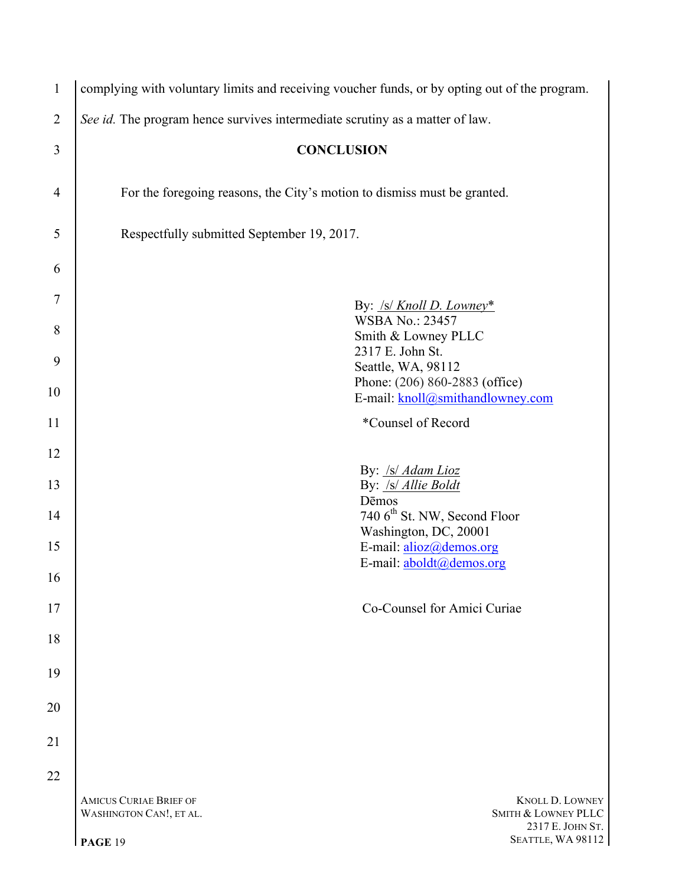complying with voluntary limits and receiving voucher funds, or by opting out of the program. *See id.* The program hence survives intermediate scrutiny as a matter of law.

## CONCLUSION

For the foregoing reasons, the City's motion to dismiss must be granted.

Respectfully submitted September 19, 2017.

By: /s/ *Knoll D. Lowney**
WSBA No.: 23457
Smith & Lowney PLLC
2317 E. John St.
Seattle, WA, 98112
Phone: (206) 860-2883 (office)
E-mail: knoll@smithandlowney.com

*Counsel of Record

By: /s/ *Adam Lioz*
By: /s/ *Allie Boldt*
Dēmos
740 6th St. NW, Second Floor
Washington, DC, 20001
E-mail: alioz@demos.org
E-mail: aboldt@demos.org

Co-Counsel for Amici Curiae